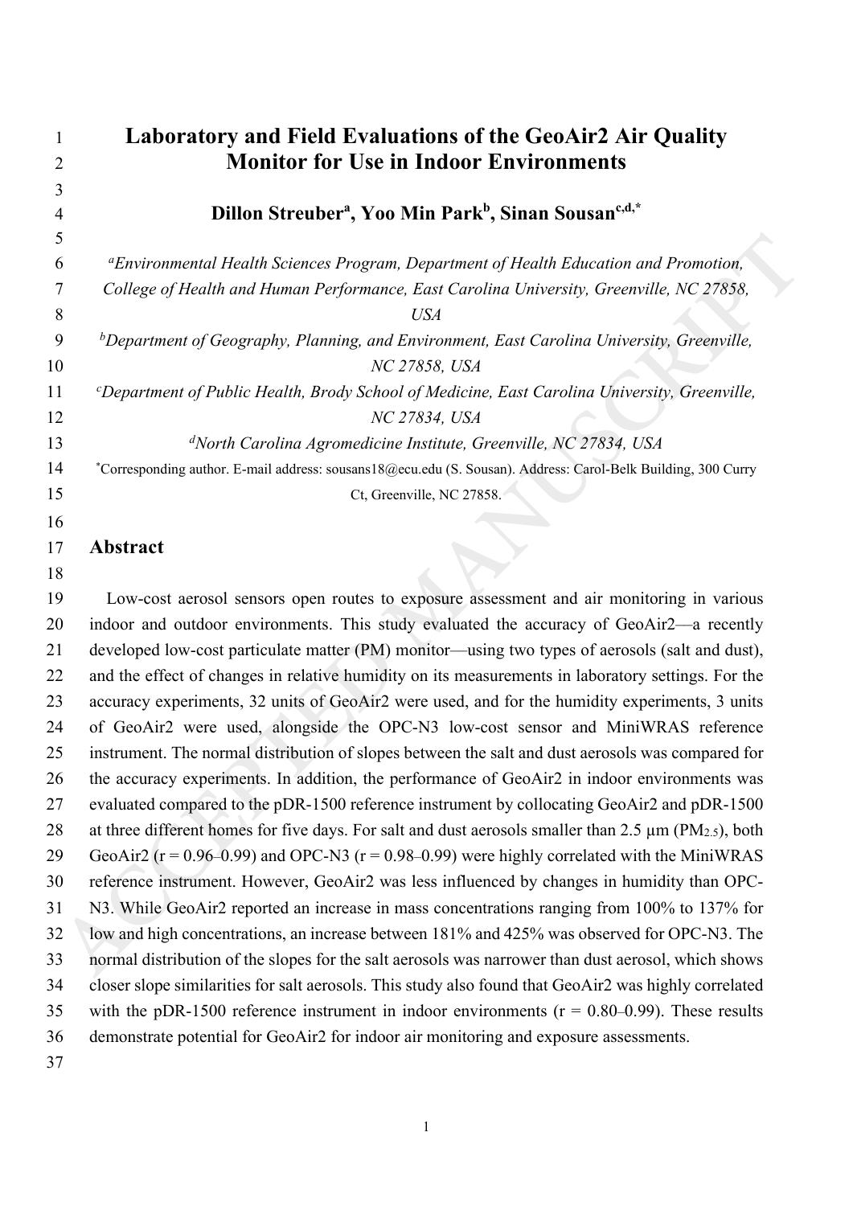# Laboratory and Field Evaluations of the GeoAir2 Air Quality Monitor for Use in Indoor Environments

**Dillon Streuber[a], Yoo Min Park[b], Sinan Sousan[c,d,*]**

[a]*Environmental Health Sciences Program, Department of Health Education and Promotion, College of Health and Human Performance, East Carolina University, Greenville, NC 27858, USA*

[b]*Department of Geography, Planning, and Environment, East Carolina University, Greenville, NC 27858, USA*

[c]*Department of Public Health, Brody School of Medicine, East Carolina University, Greenville, NC 27834, USA*

[d]*North Carolina Agromedicine Institute, Greenville, NC 27834, USA*

[*]Corresponding author. E-mail address: sousans18@ecu.edu (S. Sousan). Address: Carol-Belk Building, 300 Curry Ct, Greenville, NC 27858.

## Abstract

Low-cost aerosol sensors open routes to exposure assessment and air monitoring in various indoor and outdoor environments. This study evaluated the accuracy of GeoAir2—a recently developed low-cost particulate matter (PM) monitor—using two types of aerosols (salt and dust), and the effect of changes in relative humidity on its measurements in laboratory settings. For the accuracy experiments, 32 units of GeoAir2 were used, and for the humidity experiments, 3 units of GeoAir2 were used, alongside the OPC-N3 low-cost sensor and MiniWRAS reference instrument. The normal distribution of slopes between the salt and dust aerosols was compared for the accuracy experiments. In addition, the performance of GeoAir2 in indoor environments was evaluated compared to the pDR-1500 reference instrument by collocating GeoAir2 and pDR-1500 at three different homes for five days. For salt and dust aerosols smaller than 2.5 µm ($PM_{2.5}$), both GeoAir2 ($r$ = 0.96–0.99) and OPC-N3 ($r$ = 0.98–0.99) were highly correlated with the MiniWRAS reference instrument. However, GeoAir2 was less influenced by changes in humidity than OPC-N3. While GeoAir2 reported an increase in mass concentrations ranging from 100% to 137% for low and high concentrations, an increase between 181% and 425% was observed for OPC-N3. The normal distribution of the slopes for the salt aerosols was narrower than dust aerosol, which shows closer slope similarities for salt aerosols. This study also found that GeoAir2 was highly correlated with the pDR-1500 reference instrument in indoor environments ($r$ = 0.80–0.99). These results demonstrate potential for GeoAir2 for indoor air monitoring and exposure assessments.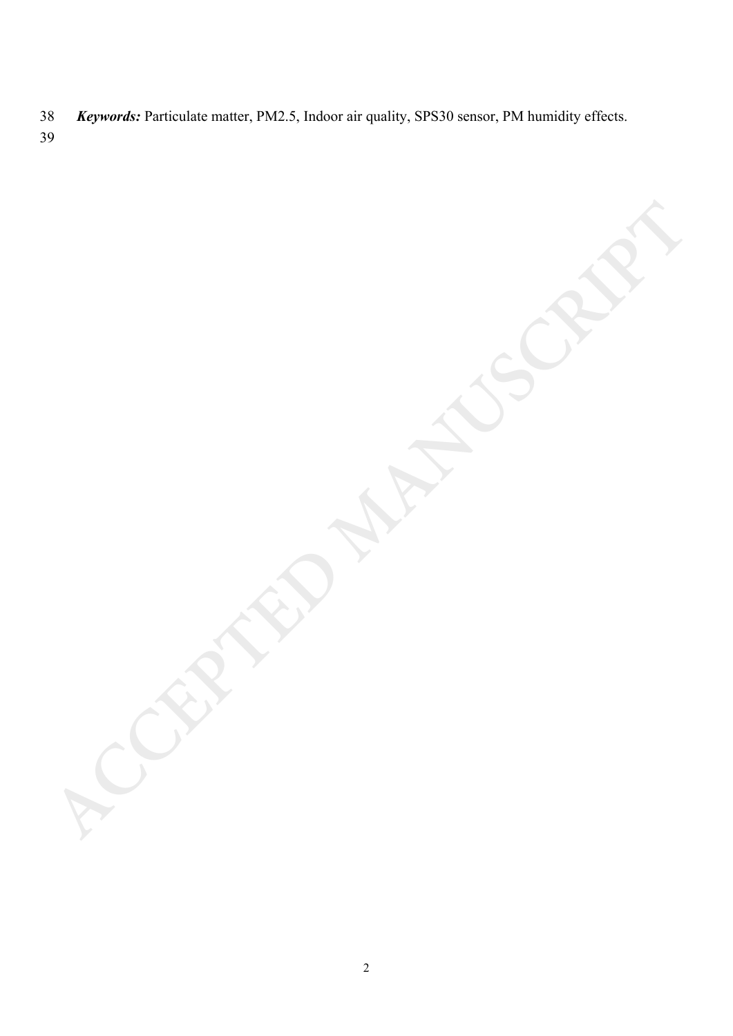***Keywords:*** Particulate matter, PM2.5, Indoor air quality, SPS30 sensor, PM humidity effects.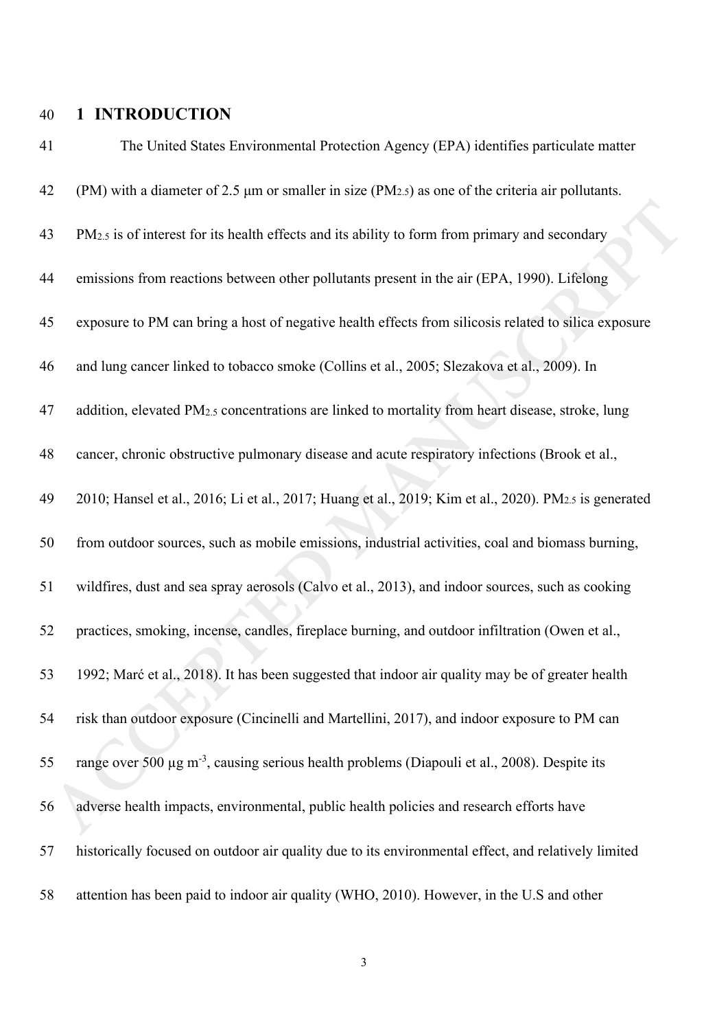# 1 INTRODUCTION

The United States Environmental Protection Agency (EPA) identifies particulate matter (PM) with a diameter of 2.5 μm or smaller in size ($PM_{2.5}$) as one of the criteria air pollutants. $PM_{2.5}$ is of interest for its health effects and its ability to form from primary and secondary emissions from reactions between other pollutants present in the air (EPA, 1990). Lifelong exposure to PM can bring a host of negative health effects from silicosis related to silica exposure and lung cancer linked to tobacco smoke (Collins et al., 2005; Slezakova et al., 2009). In addition, elevated $PM_{2.5}$ concentrations are linked to mortality from heart disease, stroke, lung cancer, chronic obstructive pulmonary disease and acute respiratory infections (Brook et al., 2010; Hansel et al., 2016; Li et al., 2017; Huang et al., 2019; Kim et al., 2020). $PM_{2.5}$ is generated from outdoor sources, such as mobile emissions, industrial activities, coal and biomass burning, wildfires, dust and sea spray aerosols (Calvo et al., 2013), and indoor sources, such as cooking practices, smoking, incense, candles, fireplace burning, and outdoor infiltration (Owen et al., 1992; Marć et al., 2018). It has been suggested that indoor air quality may be of greater health risk than outdoor exposure (Cincinelli and Martellini, 2017), and indoor exposure to PM can range over 500 μg $m^{-3}$, causing serious health problems (Diapouli et al., 2008). Despite its adverse health impacts, environmental, public health policies and research efforts have historically focused on outdoor air quality due to its environmental effect, and relatively limited attention has been paid to indoor air quality (WHO, 2010). However, in the U.S and other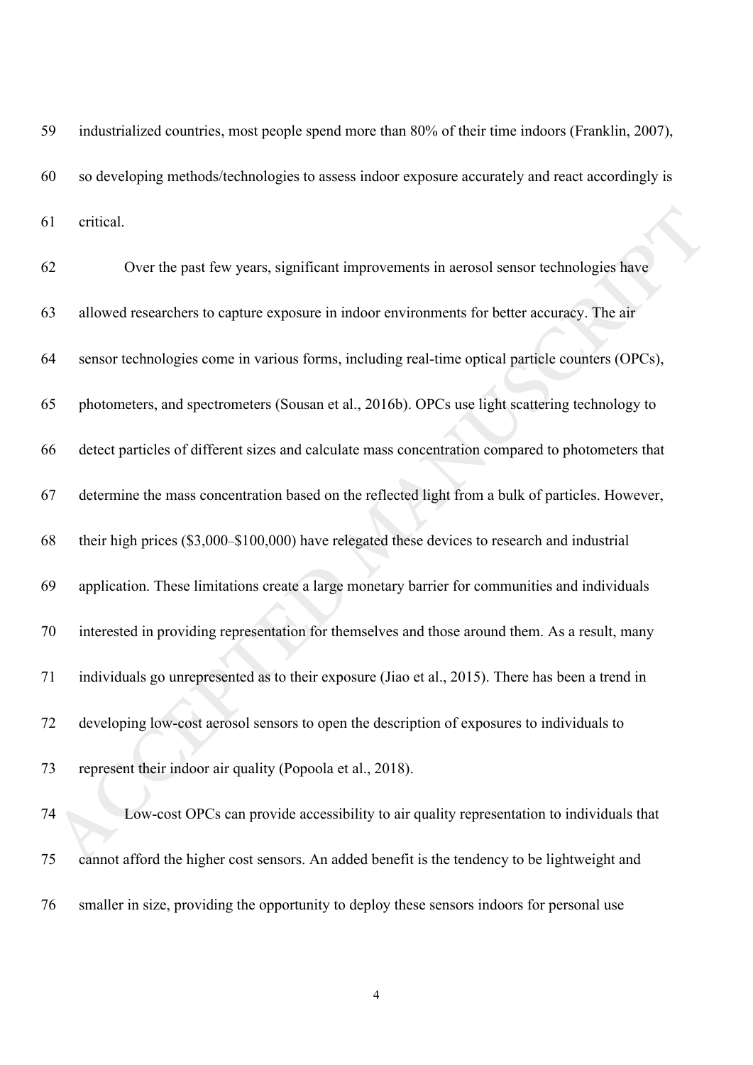industrialized countries, most people spend more than 80% of their time indoors (Franklin, 2007), so developing methods/technologies to assess indoor exposure accurately and react accordingly is critical.

Over the past few years, significant improvements in aerosol sensor technologies have allowed researchers to capture exposure in indoor environments for better accuracy. The air sensor technologies come in various forms, including real-time optical particle counters (OPCs), photometers, and spectrometers (Sousan et al., 2016b). OPCs use light scattering technology to detect particles of different sizes and calculate mass concentration compared to photometers that determine the mass concentration based on the reflected light from a bulk of particles. However, their high prices ($3,000–$100,000) have relegated these devices to research and industrial application. These limitations create a large monetary barrier for communities and individuals interested in providing representation for themselves and those around them. As a result, many individuals go unrepresented as to their exposure (Jiao et al., 2015). There has been a trend in developing low-cost aerosol sensors to open the description of exposures to individuals to represent their indoor air quality (Popoola et al., 2018).

Low-cost OPCs can provide accessibility to air quality representation to individuals that cannot afford the higher cost sensors. An added benefit is the tendency to be lightweight and smaller in size, providing the opportunity to deploy these sensors indoors for personal use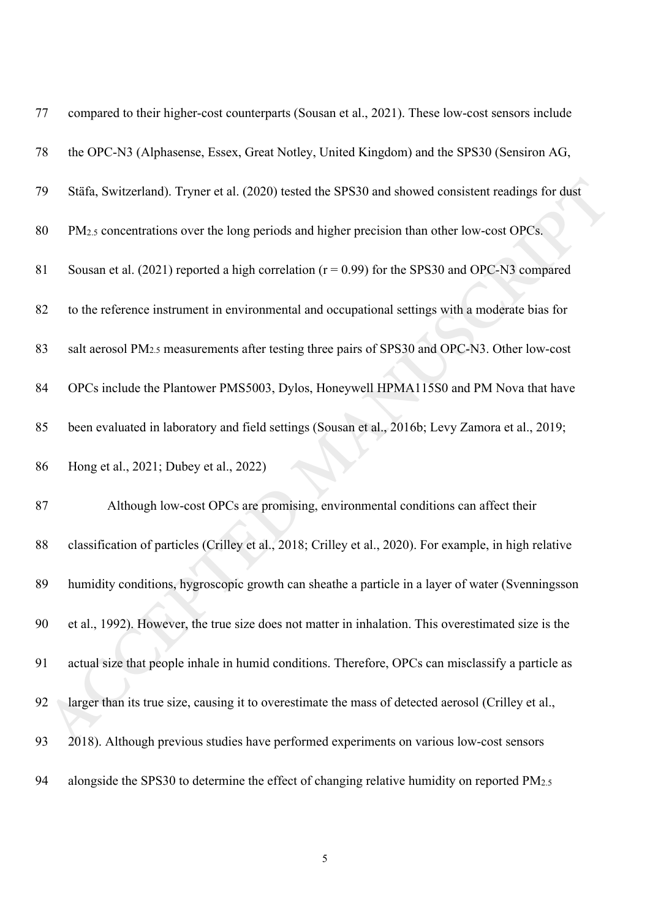compared to their higher-cost counterparts (Sousan et al., 2021). These low-cost sensors include the OPC-N3 (Alphasense, Essex, Great Notley, United Kingdom) and the SPS30 (Sensiron AG, Stäfa, Switzerland). Tryner et al. (2020) tested the SPS30 and showed consistent readings for dust $PM_{2.5}$ concentrations over the long periods and higher precision than other low-cost OPCs. Sousan et al. (2021) reported a high correlation ($r = 0.99$) for the SPS30 and OPC-N3 compared to the reference instrument in environmental and occupational settings with a moderate bias for salt aerosol $PM_{2.5}$ measurements after testing three pairs of SPS30 and OPC-N3. Other low-cost OPCs include the Plantower PMS5003, Dylos, Honeywell HPMA115S0 and PM Nova that have been evaluated in laboratory and field settings (Sousan et al., 2016b; Levy Zamora et al., 2019; Hong et al., 2021; Dubey et al., 2022)

Although low-cost OPCs are promising, environmental conditions can affect their classification of particles (Crilley et al., 2018; Crilley et al., 2020). For example, in high relative humidity conditions, hygroscopic growth can sheathe a particle in a layer of water (Svenningsson et al., 1992). However, the true size does not matter in inhalation. This overestimated size is the actual size that people inhale in humid conditions. Therefore, OPCs can misclassify a particle as larger than its true size, causing it to overestimate the mass of detected aerosol (Crilley et al., 2018). Although previous studies have performed experiments on various low-cost sensors alongside the SPS30 to determine the effect of changing relative humidity on reported $PM_{2.5}$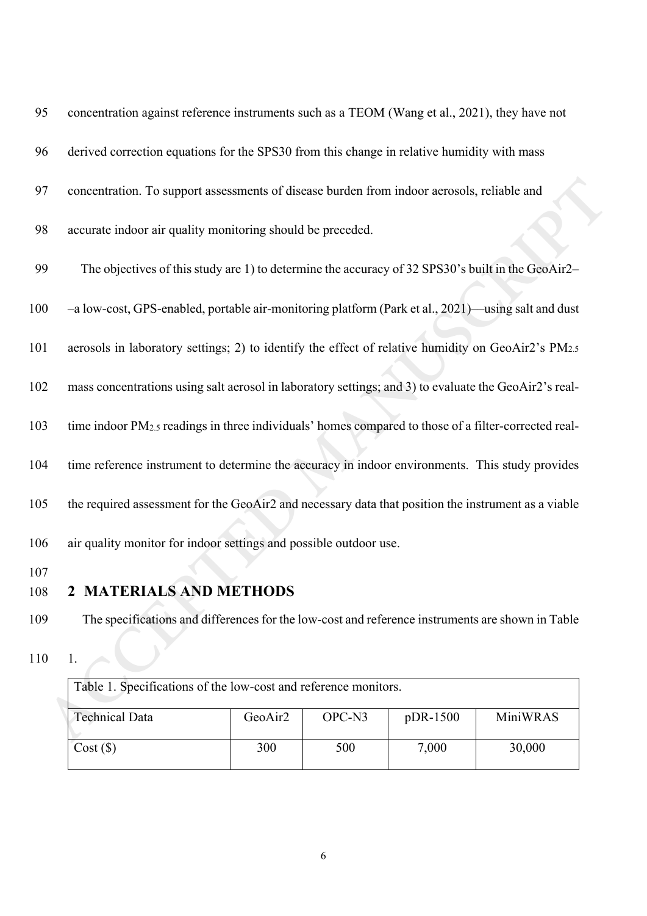concentration against reference instruments such as a TEOM (Wang et al., 2021), they have not derived correction equations for the SPS30 from this change in relative humidity with mass concentration. To support assessments of disease burden from indoor aerosols, reliable and accurate indoor air quality monitoring should be preceded.

The objectives of this study are 1) to determine the accuracy of 32 SPS30's built in the GeoAir2––a low-cost, GPS-enabled, portable air-monitoring platform (Park et al., 2021)—using salt and dust aerosols in laboratory settings; 2) to identify the effect of relative humidity on GeoAir2's $PM_{2.5}$ mass concentrations using salt aerosol in laboratory settings; and 3) to evaluate the GeoAir2's real-time indoor $PM_{2.5}$ readings in three individuals' homes compared to those of a filter-corrected real-time reference instrument to determine the accuracy in indoor environments. This study provides the required assessment for the GeoAir2 and necessary data that position the instrument as a viable air quality monitor for indoor settings and possible outdoor use.

## 2 MATERIALS AND METHODS

The specifications and differences for the low-cost and reference instruments are shown in Table 1.

Table 1. Specifications of the low-cost and reference monitors.

| Technical Data | GeoAir2 | OPC-N3 | pDR-1500 | MiniWRAS |
|---|---|---|---|---|
| Cost ($) | 300 | 500 | 7,000 | 30,000 |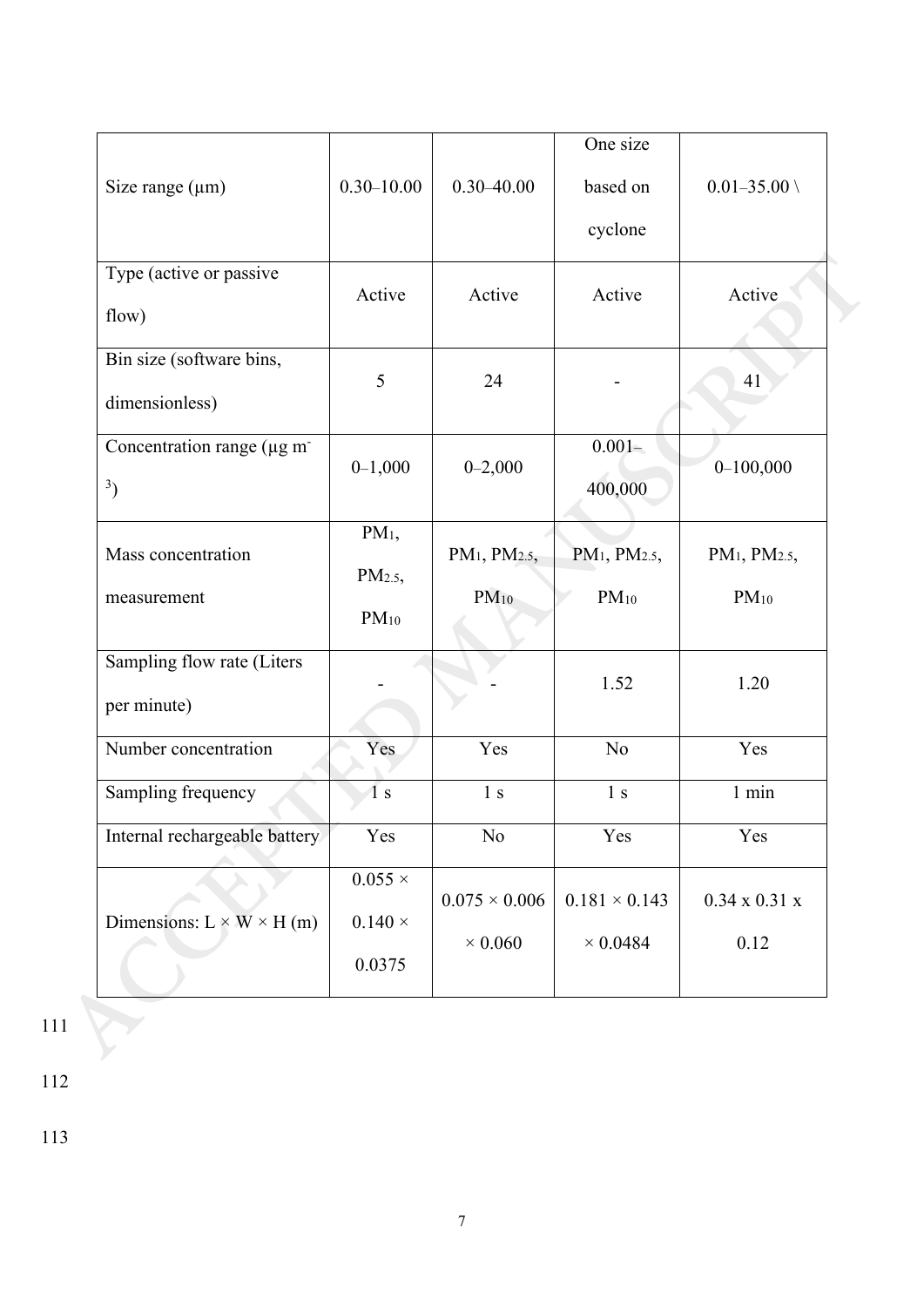| Size range (μm) | 0.30–10.00 | 0.30–40.00 | One size based on cyclone | 0.01–35.00 \ |
|---|---|---|---|---|
| Type (active or passive flow) | Active | Active | Active | Active |
| Bin size (software bins, dimensionless) | 5 | 24 | - | 41 |
| Concentration range (μg m$^{-3}$) | 0–1,000 | 0–2,000 | 0.001–400,000 | 0–100,000 |
| Mass concentration measurement | $PM_1$, $PM_{2.5}$, $PM_{10}$ | $PM_1$, $PM_{2.5}$, $PM_{10}$ | $PM_1$, $PM_{2.5}$, $PM_{10}$ | $PM_1$, $PM_{2.5}$, $PM_{10}$ |
| Sampling flow rate (Liters per minute) | - | - | 1.52 | 1.20 |
| Number concentration | Yes | Yes | No | Yes |
| Sampling frequency | 1 s | 1 s | 1 s | 1 min |
| Internal rechargeable battery | Yes | No | Yes | Yes |
| Dimensions: L × W × H (m) | 0.055 × 0.140 × 0.0375 | 0.075 × 0.006 × 0.060 | 0.181 × 0.143 × 0.0484 | 0.34 x 0.31 x 0.12 |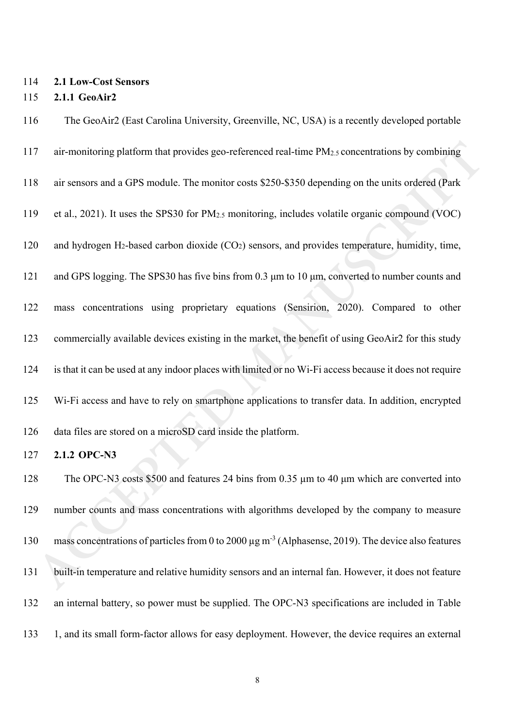## 2.1 Low-Cost Sensors

### 2.1.1 GeoAir2

The GeoAir2 (East Carolina University, Greenville, NC, USA) is a recently developed portable air-monitoring platform that provides geo-referenced real-time $PM_{2.5}$ concentrations by combining air sensors and a GPS module. The monitor costs \$250-\$350 depending on the units ordered (Park et al., 2021). It uses the SPS30 for $PM_{2.5}$ monitoring, includes volatile organic compound (VOC) and hydrogen $H_2$-based carbon dioxide ($CO_2$) sensors, and provides temperature, humidity, time, and GPS logging. The SPS30 has five bins from 0.3 μm to 10 μm, converted to number counts and mass concentrations using proprietary equations (Sensirion, 2020). Compared to other commercially available devices existing in the market, the benefit of using GeoAir2 for this study is that it can be used at any indoor places with limited or no Wi-Fi access because it does not require Wi-Fi access and have to rely on smartphone applications to transfer data. In addition, encrypted data files are stored on a microSD card inside the platform.

### 2.1.2 OPC-N3

The OPC-N3 costs \$500 and features 24 bins from 0.35 μm to 40 μm which are converted into number counts and mass concentrations with algorithms developed by the company to measure mass concentrations of particles from 0 to 2000 μg $m^{-3}$ (Alphasense, 2019). The device also features built-in temperature and relative humidity sensors and an internal fan. However, it does not feature an internal battery, so power must be supplied. The OPC-N3 specifications are included in Table 1, and its small form-factor allows for easy deployment. However, the device requires an external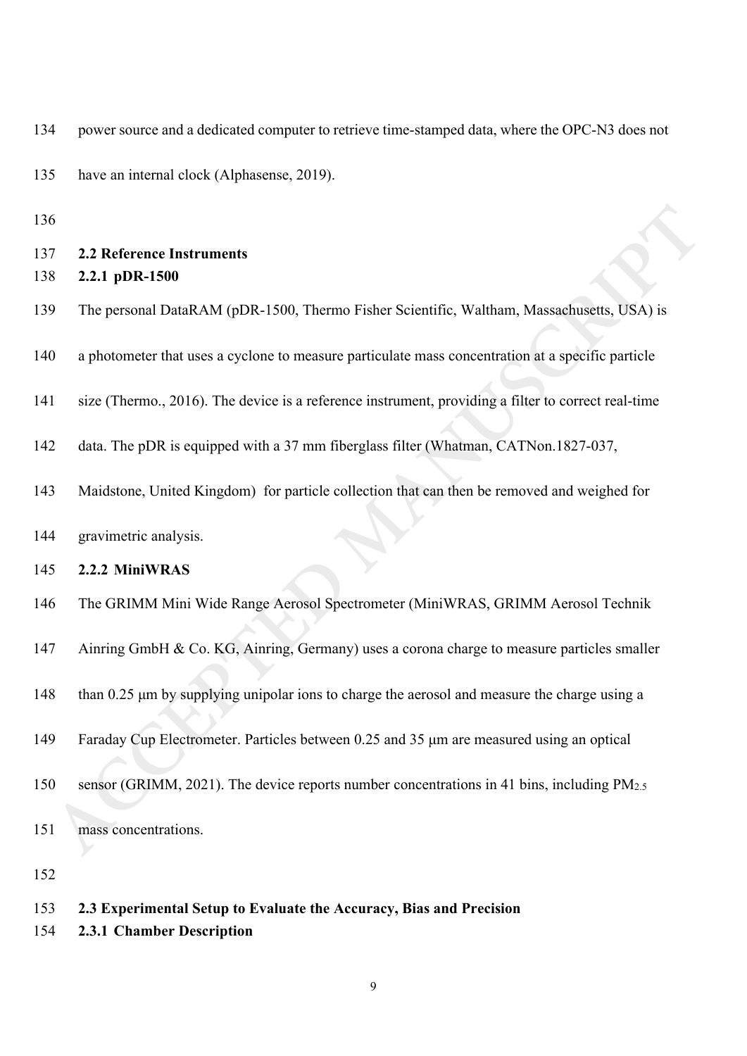power source and a dedicated computer to retrieve time-stamped data, where the OPC-N3 does not have an internal clock (Alphasense, 2019).

## 2.2 Reference Instruments

### 2.2.1 pDR-1500

The personal DataRAM (pDR-1500, Thermo Fisher Scientific, Waltham, Massachusetts, USA) is a photometer that uses a cyclone to measure particulate mass concentration at a specific particle size (Thermo., 2016). The device is a reference instrument, providing a filter to correct real-time data. The pDR is equipped with a 37 mm fiberglass filter (Whatman, CATNon.1827-037, Maidstone, United Kingdom) for particle collection that can then be removed and weighed for gravimetric analysis.

### 2.2.2 MiniWRAS

The GRIMM Mini Wide Range Aerosol Spectrometer (MiniWRAS, GRIMM Aerosol Technik Ainring GmbH & Co. KG, Ainring, Germany) uses a corona charge to measure particles smaller than 0.25 μm by supplying unipolar ions to charge the aerosol and measure the charge using a Faraday Cup Electrometer. Particles between 0.25 and 35 μm are measured using an optical sensor (GRIMM, 2021). The device reports number concentrations in 41 bins, including $PM_{2.5}$ mass concentrations.

## 2.3 Experimental Setup to Evaluate the Accuracy, Bias and Precision

### 2.3.1 Chamber Description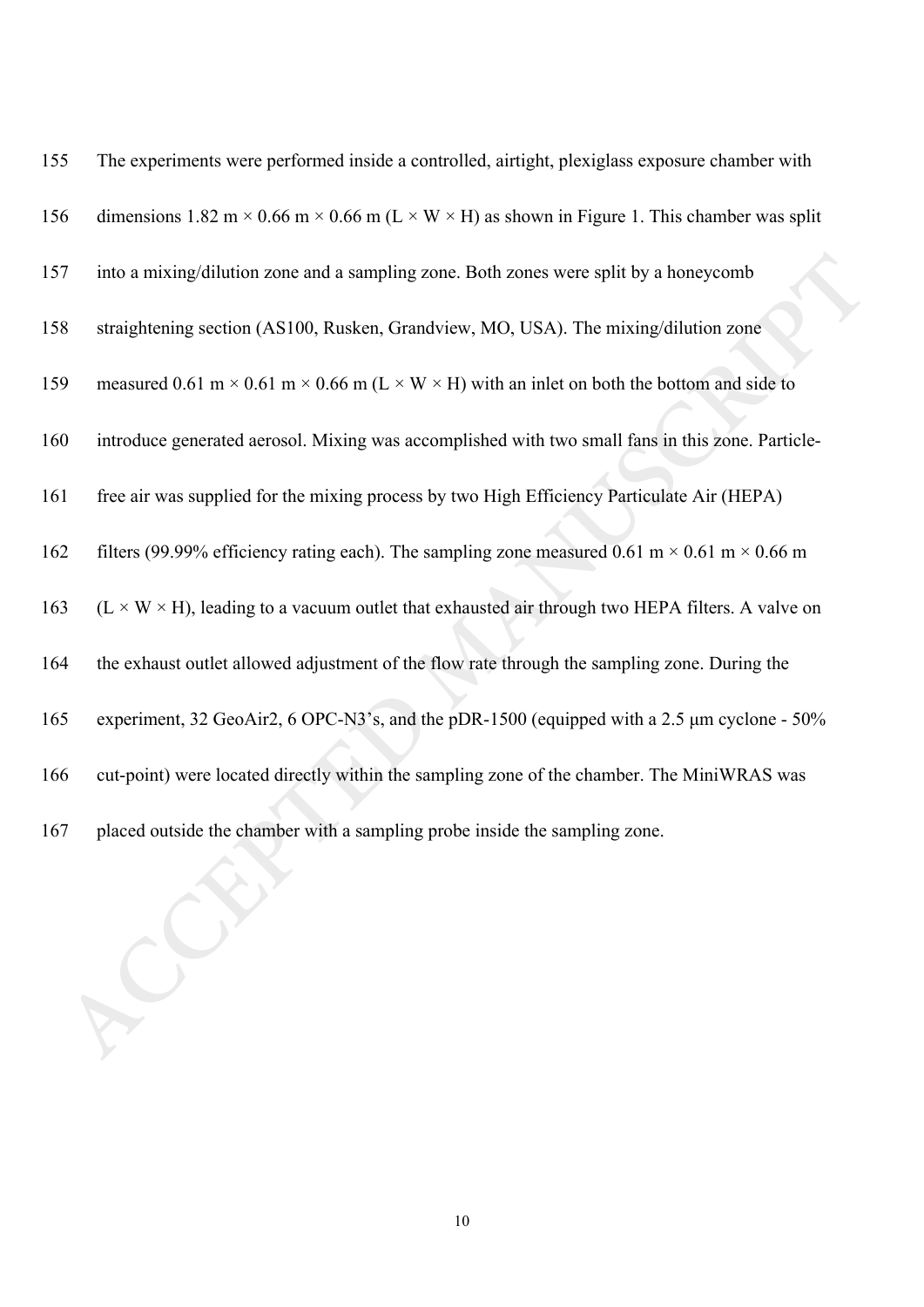The experiments were performed inside a controlled, airtight, plexiglass exposure chamber with dimensions 1.82 m × 0.66 m × 0.66 m (L × W × H) as shown in Figure 1. This chamber was split into a mixing/dilution zone and a sampling zone. Both zones were split by a honeycomb straightening section (AS100, Rusken, Grandview, MO, USA). The mixing/dilution zone measured 0.61 m × 0.61 m × 0.66 m (L × W × H) with an inlet on both the bottom and side to introduce generated aerosol. Mixing was accomplished with two small fans in this zone. Particle-free air was supplied for the mixing process by two High Efficiency Particulate Air (HEPA) filters (99.99% efficiency rating each). The sampling zone measured 0.61 m × 0.61 m × 0.66 m (L × W × H), leading to a vacuum outlet that exhausted air through two HEPA filters. A valve on the exhaust outlet allowed adjustment of the flow rate through the sampling zone. During the experiment, 32 GeoAir2, 6 OPC-N3's, and the pDR-1500 (equipped with a 2.5 μm cyclone - 50% cut-point) were located directly within the sampling zone of the chamber. The MiniWRAS was placed outside the chamber with a sampling probe inside the sampling zone.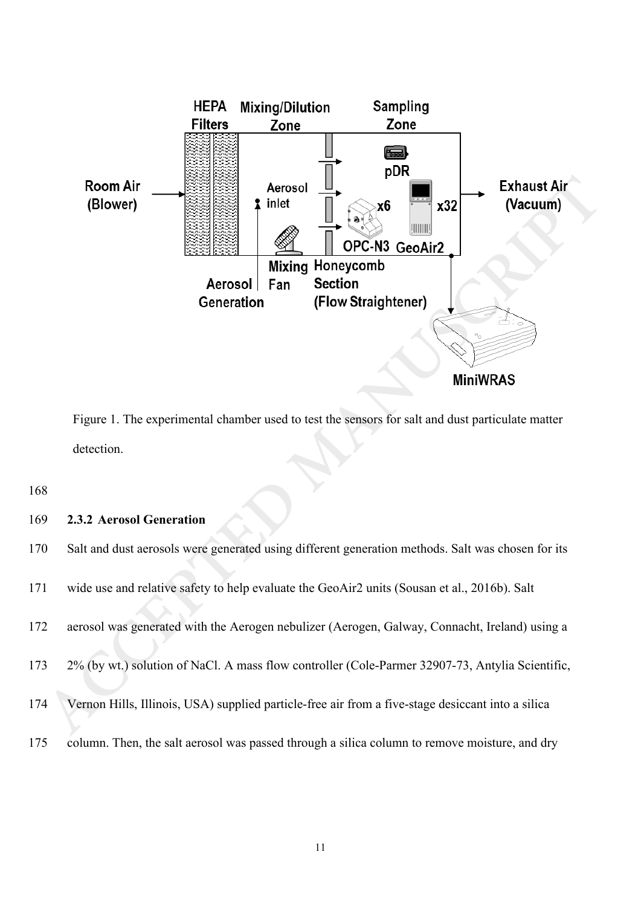Figure 1. The experimental chamber used to test the sensors for salt and dust particulate matter detection.

### 2.3.2 Aerosol Generation

Salt and dust aerosols were generated using different generation methods. Salt was chosen for its wide use and relative safety to help evaluate the GeoAir2 units (Sousan et al., 2016b). Salt aerosol was generated with the Aerogen nebulizer (Aerogen, Galway, Connacht, Ireland) using a 2% (by wt.) solution of NaCl. A mass flow controller (Cole-Parmer 32907-73, Antylia Scientific, Vernon Hills, Illinois, USA) supplied particle-free air from a five-stage desiccant into a silica column. Then, the salt aerosol was passed through a silica column to remove moisture, and dry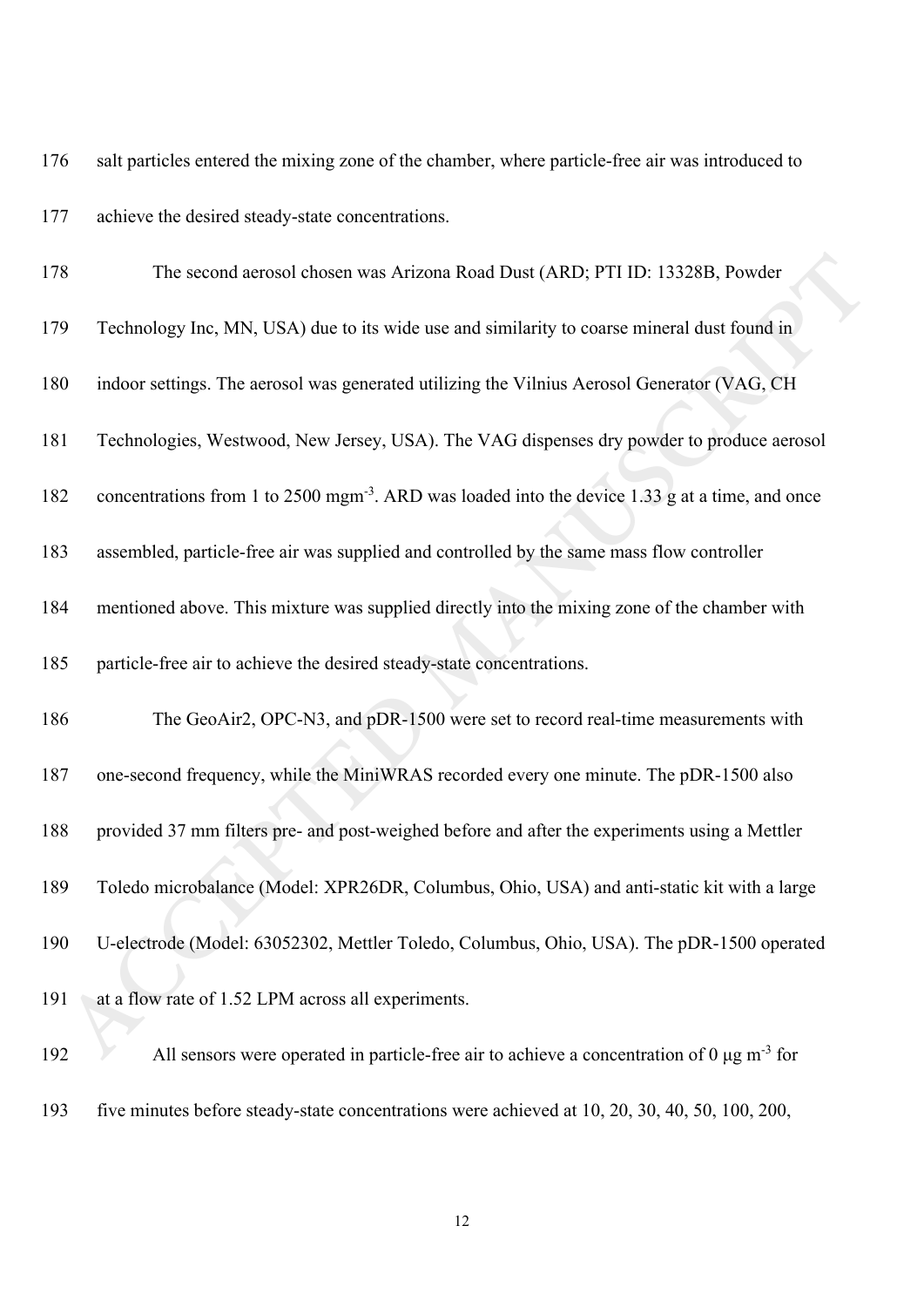salt particles entered the mixing zone of the chamber, where particle-free air was introduced to achieve the desired steady-state concentrations.

The second aerosol chosen was Arizona Road Dust (ARD; PTI ID: 13328B, Powder Technology Inc, MN, USA) due to its wide use and similarity to coarse mineral dust found in indoor settings. The aerosol was generated utilizing the Vilnius Aerosol Generator (VAG, CH Technologies, Westwood, New Jersey, USA). The VAG dispenses dry powder to produce aerosol concentrations from 1 to 2500 mgm$^{-3}$. ARD was loaded into the device 1.33 g at a time, and once assembled, particle-free air was supplied and controlled by the same mass flow controller mentioned above. This mixture was supplied directly into the mixing zone of the chamber with particle-free air to achieve the desired steady-state concentrations.

The GeoAir2, OPC-N3, and pDR-1500 were set to record real-time measurements with one-second frequency, while the MiniWRAS recorded every one minute. The pDR-1500 also provided 37 mm filters pre- and post-weighed before and after the experiments using a Mettler Toledo microbalance (Model: XPR26DR, Columbus, Ohio, USA) and anti-static kit with a large U-electrode (Model: 63052302, Mettler Toledo, Columbus, Ohio, USA). The pDR-1500 operated at a flow rate of 1.52 LPM across all experiments.

All sensors were operated in particle-free air to achieve a concentration of 0 μg m$^{-3}$ for five minutes before steady-state concentrations were achieved at 10, 20, 30, 40, 50, 100, 200,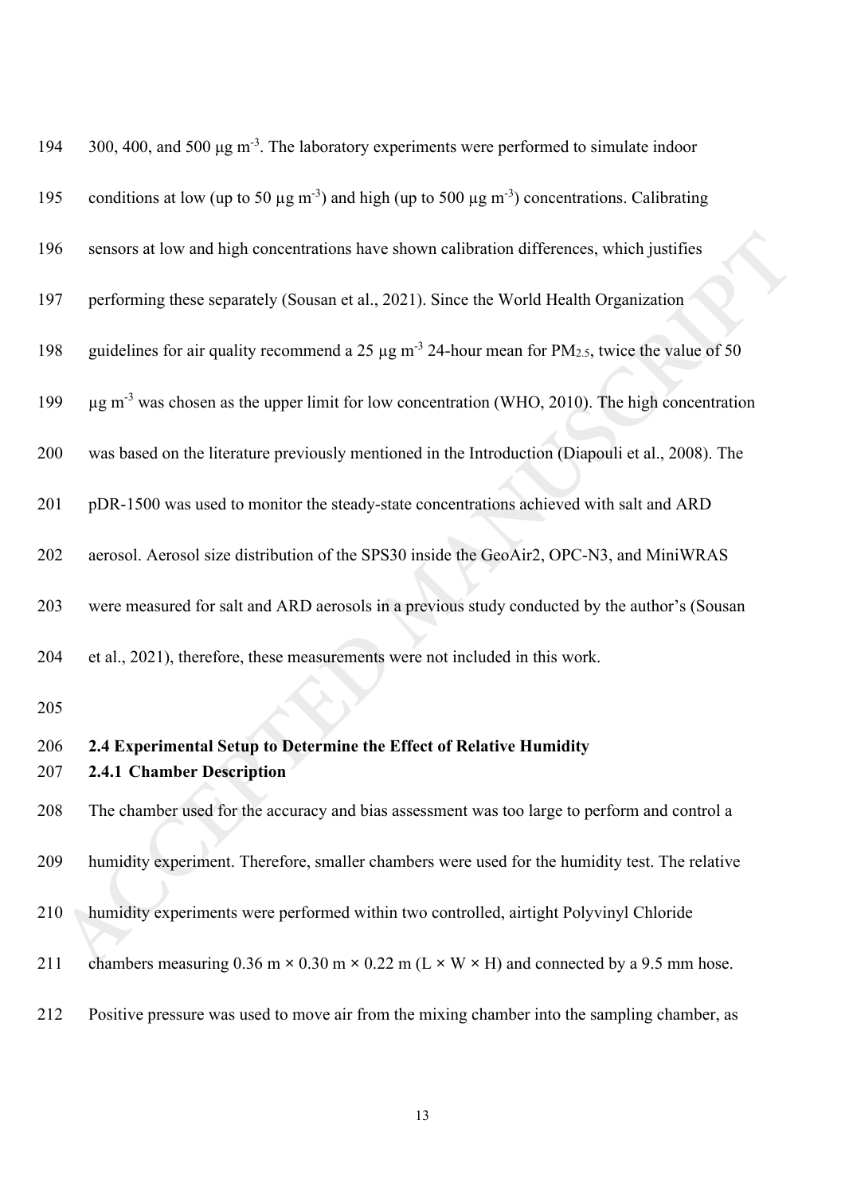300, 400, and 500 μg $m^{-3}$. The laboratory experiments were performed to simulate indoor conditions at low (up to 50 μg $m^{-3}$) and high (up to 500 μg $m^{-3}$) concentrations. Calibrating sensors at low and high concentrations have shown calibration differences, which justifies performing these separately (Sousan et al., 2021). Since the World Health Organization guidelines for air quality recommend a 25 μg $m^{-3}$ 24-hour mean for $PM_{2.5}$, twice the value of 50 μg $m^{-3}$ was chosen as the upper limit for low concentration (WHO, 2010). The high concentration was based on the literature previously mentioned in the Introduction (Diapouli et al., 2008). The pDR-1500 was used to monitor the steady-state concentrations achieved with salt and ARD aerosol. Aerosol size distribution of the SPS30 inside the GeoAir2, OPC-N3, and MiniWRAS were measured for salt and ARD aerosols in a previous study conducted by the author's (Sousan et al., 2021), therefore, these measurements were not included in this work.

## 2.4 Experimental Setup to Determine the Effect of Relative Humidity

### 2.4.1 Chamber Description

The chamber used for the accuracy and bias assessment was too large to perform and control a humidity experiment. Therefore, smaller chambers were used for the humidity test. The relative humidity experiments were performed within two controlled, airtight Polyvinyl Chloride chambers measuring 0.36 m × 0.30 m × 0.22 m (L × W × H) and connected by a 9.5 mm hose. Positive pressure was used to move air from the mixing chamber into the sampling chamber, as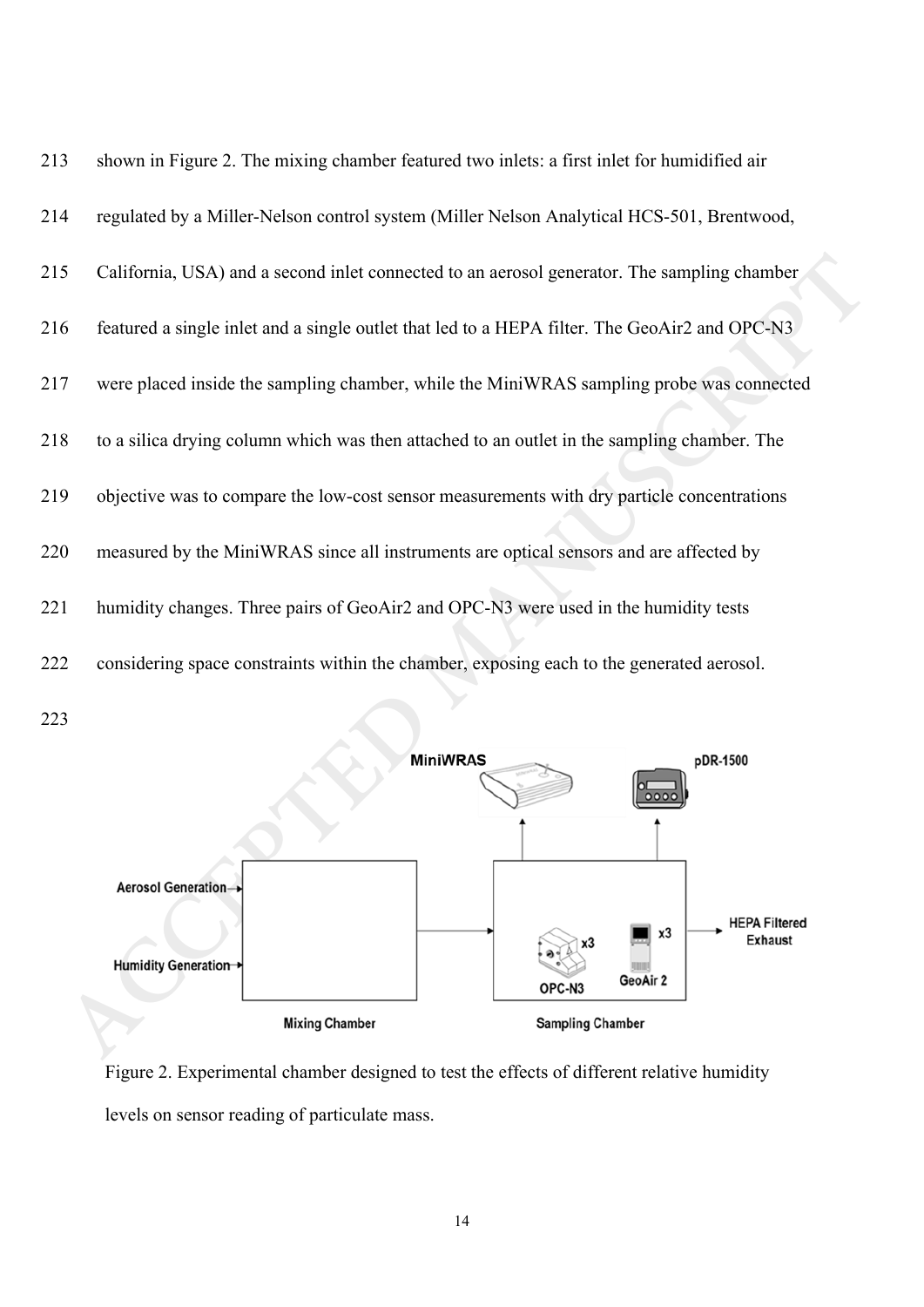shown in Figure 2. The mixing chamber featured two inlets: a first inlet for humidified air regulated by a Miller-Nelson control system (Miller Nelson Analytical HCS-501, Brentwood, California, USA) and a second inlet connected to an aerosol generator. The sampling chamber featured a single inlet and a single outlet that led to a HEPA filter. The GeoAir2 and OPC-N3 were placed inside the sampling chamber, while the MiniWRAS sampling probe was connected to a silica drying column which was then attached to an outlet in the sampling chamber. The objective was to compare the low-cost sensor measurements with dry particle concentrations measured by the MiniWRAS since all instruments are optical sensors and are affected by humidity changes. Three pairs of GeoAir2 and OPC-N3 were used in the humidity tests considering space constraints within the chamber, exposing each to the generated aerosol.

Figure 2. Experimental chamber designed to test the effects of different relative humidity levels on sensor reading of particulate mass.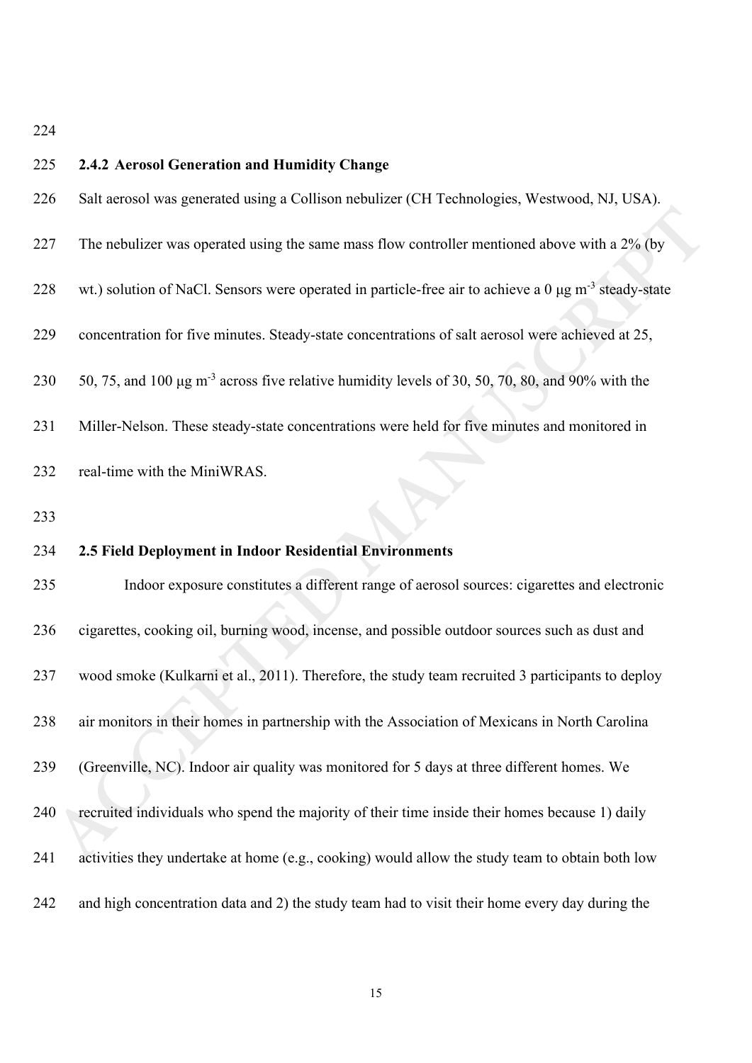### 2.4.2 Aerosol Generation and Humidity Change

Salt aerosol was generated using a Collison nebulizer (CH Technologies, Westwood, NJ, USA). The nebulizer was operated using the same mass flow controller mentioned above with a 2% (by wt.) solution of NaCl. Sensors were operated in particle-free air to achieve a 0 μg $m^{-3}$ steady-state concentration for five minutes. Steady-state concentrations of salt aerosol were achieved at 25, 50, 75, and 100 μg $m^{-3}$ across five relative humidity levels of 30, 50, 70, 80, and 90% with the Miller-Nelson. These steady-state concentrations were held for five minutes and monitored in real-time with the MiniWRAS.

## 2.5 Field Deployment in Indoor Residential Environments

Indoor exposure constitutes a different range of aerosol sources: cigarettes and electronic cigarettes, cooking oil, burning wood, incense, and possible outdoor sources such as dust and wood smoke (Kulkarni et al., 2011). Therefore, the study team recruited 3 participants to deploy air monitors in their homes in partnership with the Association of Mexicans in North Carolina (Greenville, NC). Indoor air quality was monitored for 5 days at three different homes. We recruited individuals who spend the majority of their time inside their homes because 1) daily activities they undertake at home (e.g., cooking) would allow the study team to obtain both low and high concentration data and 2) the study team had to visit their home every day during the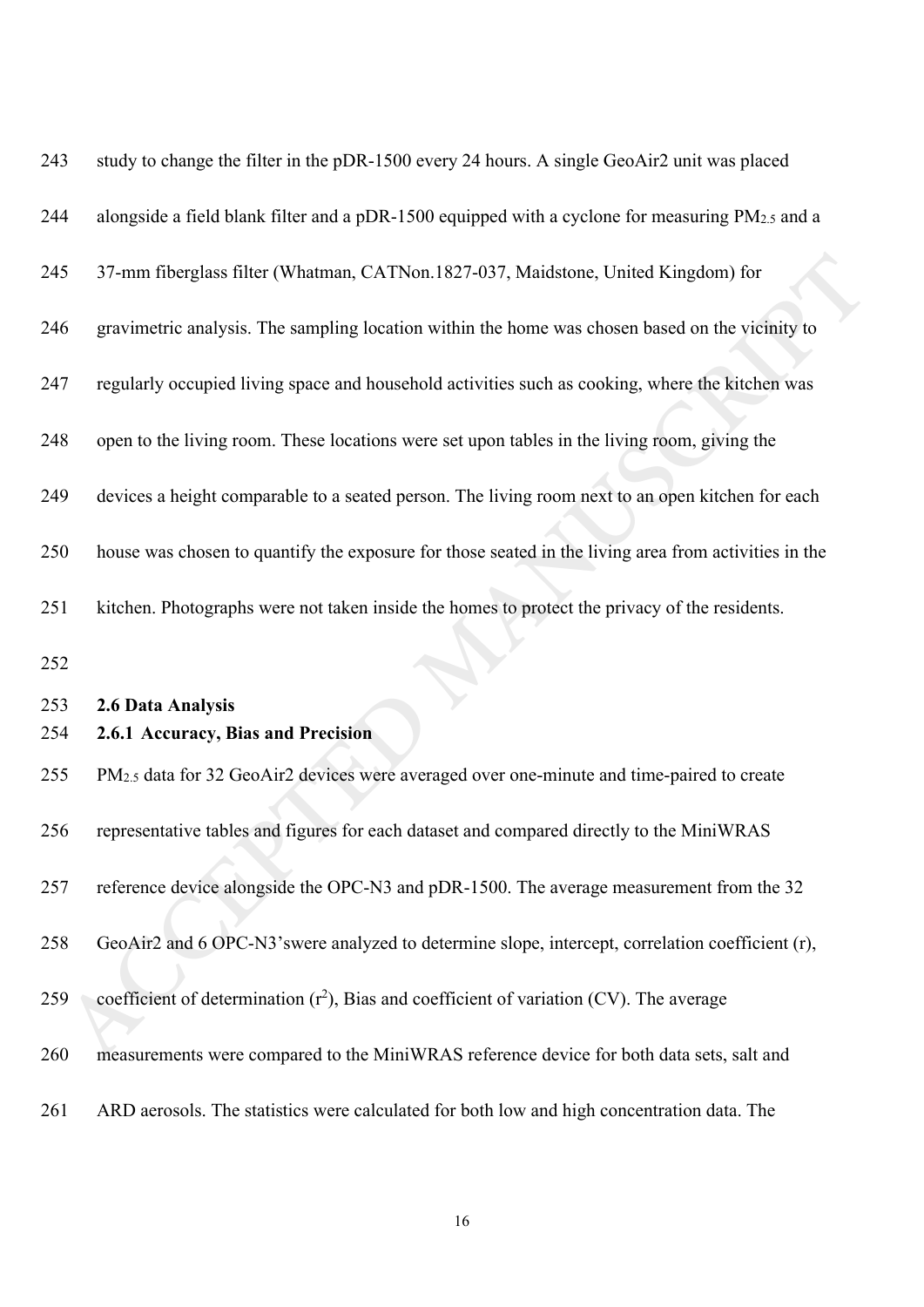study to change the filter in the pDR-1500 every 24 hours. A single GeoAir2 unit was placed alongside a field blank filter and a pDR-1500 equipped with a cyclone for measuring $PM_{2.5}$ and a 37-mm fiberglass filter (Whatman, CATNon.1827-037, Maidstone, United Kingdom) for gravimetric analysis. The sampling location within the home was chosen based on the vicinity to regularly occupied living space and household activities such as cooking, where the kitchen was open to the living room. These locations were set upon tables in the living room, giving the devices a height comparable to a seated person. The living room next to an open kitchen for each house was chosen to quantify the exposure for those seated in the living area from activities in the kitchen. Photographs were not taken inside the homes to protect the privacy of the residents.

## 2.6 Data Analysis

### 2.6.1 Accuracy, Bias and Precision

$PM_{2.5}$ data for 32 GeoAir2 devices were averaged over one-minute and time-paired to create representative tables and figures for each dataset and compared directly to the MiniWRAS reference device alongside the OPC-N3 and pDR-1500. The average measurement from the 32 GeoAir2 and 6 OPC-N3'swere analyzed to determine slope, intercept, correlation coefficient (r), coefficient of determination ($r^2$), Bias and coefficient of variation (CV). The average measurements were compared to the MiniWRAS reference device for both data sets, salt and ARD aerosols. The statistics were calculated for both low and high concentration data. The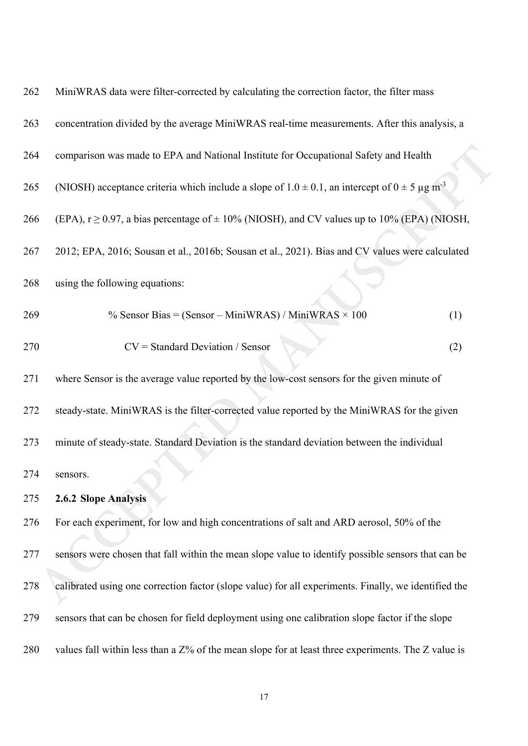MiniWRAS data were filter-corrected by calculating the correction factor, the filter mass concentration divided by the average MiniWRAS real-time measurements. After this analysis, a comparison was made to EPA and National Institute for Occupational Safety and Health (NIOSH) acceptance criteria which include a slope of $1.0 \pm 0.1$, an intercept of $0 \pm 5$ μg $m^{-3}$ (EPA), $r \geq 0.97$, a bias percentage of ± 10% (NIOSH), and CV values up to 10% (EPA) (NIOSH, 2012; EPA, 2016; Sousan et al., 2016b; Sousan et al., 2021). Bias and CV values were calculated using the following equations:

$$\% \text{ Sensor Bias} = (\text{Sensor} - \text{MiniWRAS}) / \text{MiniWRAS} \times 100 \quad (1)$$

$$\text{CV} = \text{Standard Deviation} / \text{Sensor} \quad (2)$$

where Sensor is the average value reported by the low-cost sensors for the given minute of steady-state. MiniWRAS is the filter-corrected value reported by the MiniWRAS for the given minute of steady-state. Standard Deviation is the standard deviation between the individual sensors.

### 2.6.2 Slope Analysis

For each experiment, for low and high concentrations of salt and ARD aerosol, 50% of the sensors were chosen that fall within the mean slope value to identify possible sensors that can be calibrated using one correction factor (slope value) for all experiments. Finally, we identified the sensors that can be chosen for field deployment using one calibration slope factor if the slope values fall within less than a Z% of the mean slope for at least three experiments. The Z value is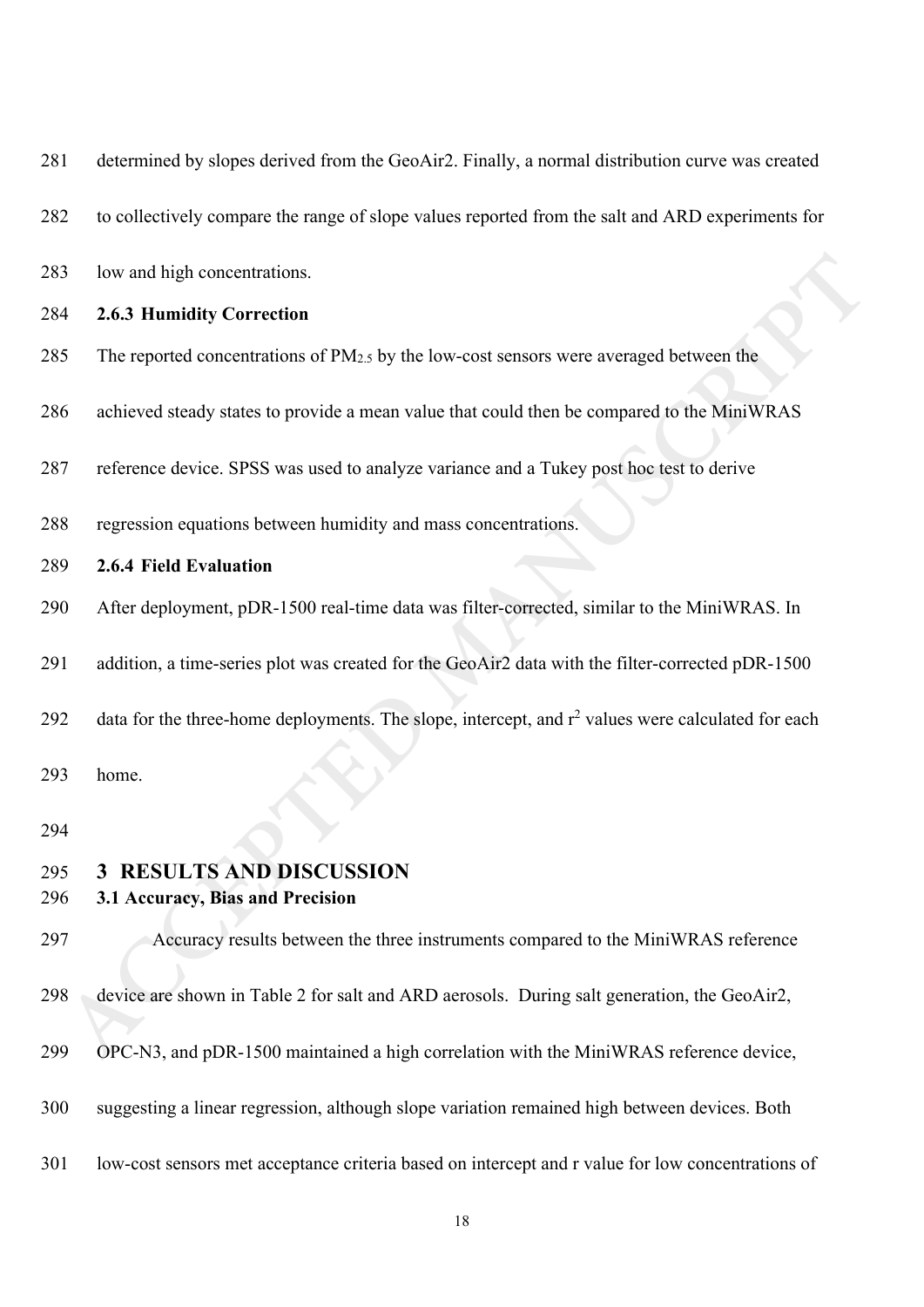determined by slopes derived from the GeoAir2. Finally, a normal distribution curve was created to collectively compare the range of slope values reported from the salt and ARD experiments for low and high concentrations.

### 2.6.3 Humidity Correction

The reported concentrations of $PM_{2.5}$ by the low-cost sensors were averaged between the achieved steady states to provide a mean value that could then be compared to the MiniWRAS reference device. SPSS was used to analyze variance and a Tukey post hoc test to derive regression equations between humidity and mass concentrations.

### 2.6.4 Field Evaluation

After deployment, pDR-1500 real-time data was filter-corrected, similar to the MiniWRAS. In addition, a time-series plot was created for the GeoAir2 data with the filter-corrected pDR-1500 data for the three-home deployments. The slope, intercept, and $r^2$ values were calculated for each home.

# 3 RESULTS AND DISCUSSION

## 3.1 Accuracy, Bias and Precision

Accuracy results between the three instruments compared to the MiniWRAS reference device are shown in Table 2 for salt and ARD aerosols. During salt generation, the GeoAir2, OPC-N3, and pDR-1500 maintained a high correlation with the MiniWRAS reference device, suggesting a linear regression, although slope variation remained high between devices. Both low-cost sensors met acceptance criteria based on intercept and r value for low concentrations of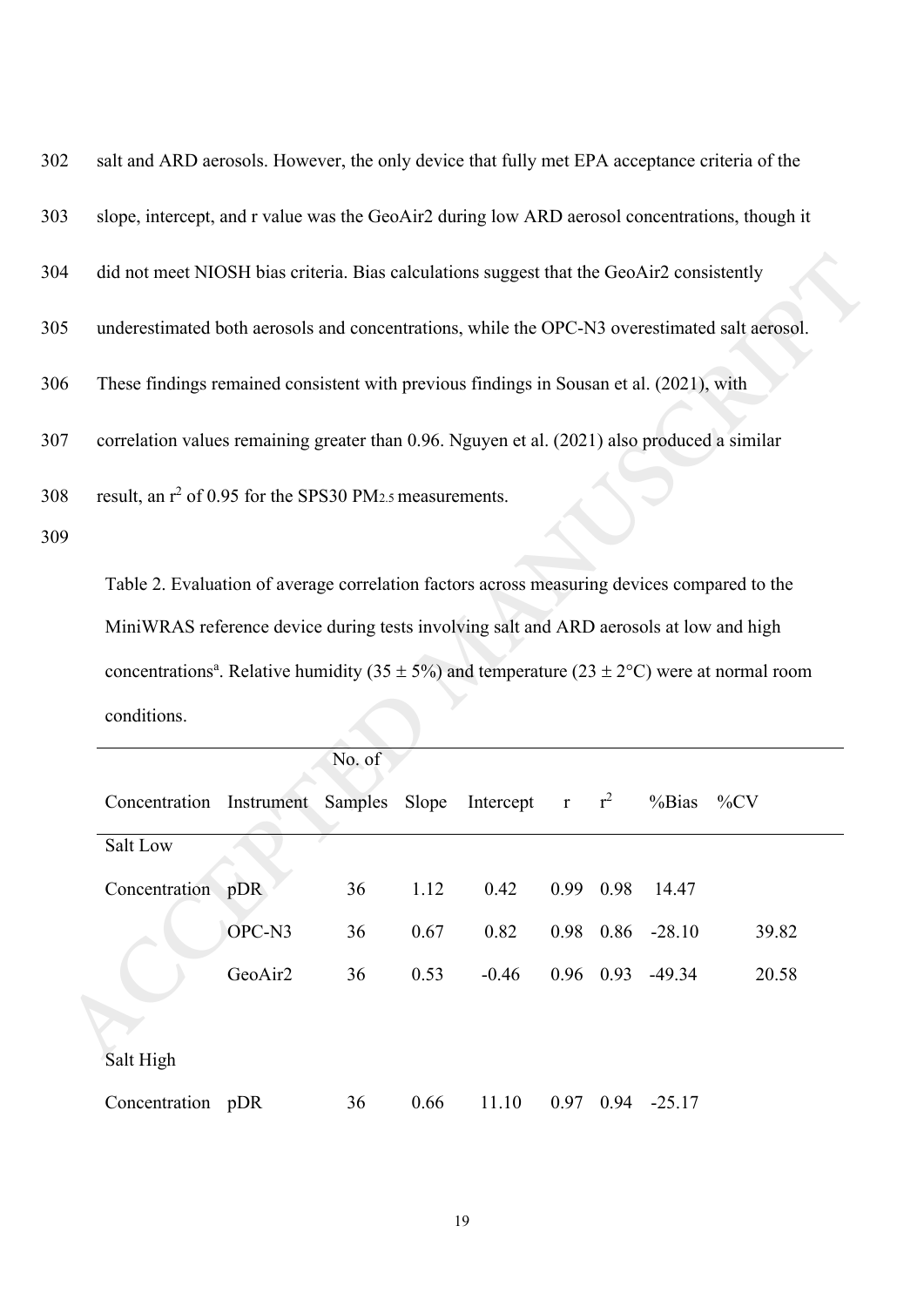salt and ARD aerosols. However, the only device that fully met EPA acceptance criteria of the slope, intercept, and r value was the GeoAir2 during low ARD aerosol concentrations, though it did not meet NIOSH bias criteria. Bias calculations suggest that the GeoAir2 consistently underestimated both aerosols and concentrations, while the OPC-N3 overestimated salt aerosol. These findings remained consistent with previous findings in Sousan et al. (2021), with correlation values remaining greater than 0.96. Nguyen et al. (2021) also produced a similar result, an $r^2$ of 0.95 for the SPS30 $PM_{2.5}$ measurements.

Table 2. Evaluation of average correlation factors across measuring devices compared to the MiniWRAS reference device during tests involving salt and ARD aerosols at low and high concentrations[a]. Relative humidity (35 ± 5%) and temperature (23 ± 2°C) were at normal room conditions.

| Concentration | Instrument | No. of Samples | Slope | Intercept | r | $r^2$ | %Bias | %CV |
|---|---|---|---|---|---|---|---|---|
| Salt Low Concentration | pDR | 36 | 1.12 | 0.42 | 0.99 | 0.98 | 14.47 | |
| | OPC-N3 | 36 | 0.67 | 0.82 | 0.98 | 0.86 | -28.10 | 39.82 |
| | GeoAir2 | 36 | 0.53 | -0.46 | 0.96 | 0.93 | -49.34 | 20.58 |
| Salt High Concentration | pDR | 36 | 0.66 | 11.10 | 0.97 | 0.94 | -25.17 | |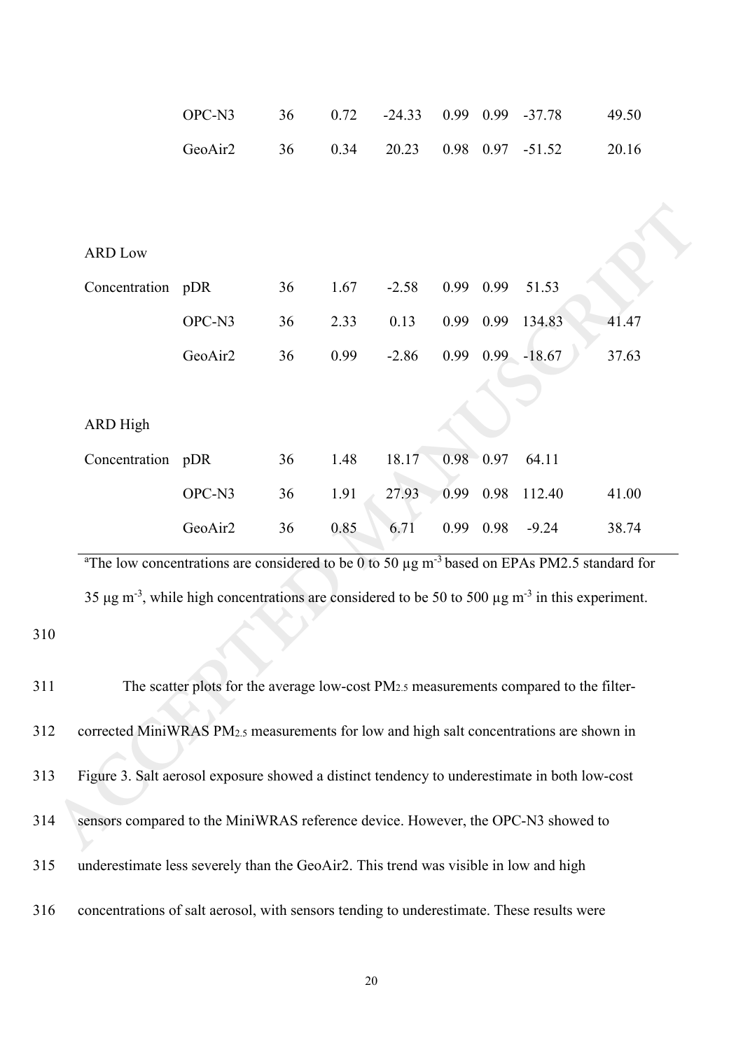| | | | | | | | | |
|---|---|---|---|---|---|---|---|---|
| | OPC-N3 | 36 | 0.72 | -24.33 | 0.99 | 0.99 | -37.78 | 49.50 |
| | GeoAir2 | 36 | 0.34 | 20.23 | 0.98 | 0.97 | -51.52 | 20.16 |
| ARD Low Concentration | pDR | 36 | 1.67 | -2.58 | 0.99 | 0.99 | 51.53 | |
| | OPC-N3 | 36 | 2.33 | 0.13 | 0.99 | 0.99 | 134.83 | 41.47 |
| | GeoAir2 | 36 | 0.99 | -2.86 | 0.99 | 0.99 | -18.67 | 37.63 |
| ARD High Concentration | pDR | 36 | 1.48 | 18.17 | 0.98 | 0.97 | 64.11 | |
| | OPC-N3 | 36 | 1.91 | 27.93 | 0.99 | 0.98 | 112.40 | 41.00 |
| | GeoAir2 | 36 | 0.85 | 6.71 | 0.99 | 0.98 | -9.24 | 38.74 |

[a]The low concentrations are considered to be 0 to 50 µg m$^{-3}$ based on EPAs PM2.5 standard for 35 µg m$^{-3}$, while high concentrations are considered to be 50 to 500 µg m$^{-3}$ in this experiment.

310

311 The scatter plots for the average low-cost $PM_{2.5}$ measurements compared to the filter-
312 corrected MiniWRAS $PM_{2.5}$ measurements for low and high salt concentrations are shown in
313 Figure 3. Salt aerosol exposure showed a distinct tendency to underestimate in both low-cost
314 sensors compared to the MiniWRAS reference device. However, the OPC-N3 showed to
315 underestimate less severely than the GeoAir2. This trend was visible in low and high
316 concentrations of salt aerosol, with sensors tending to underestimate. These results were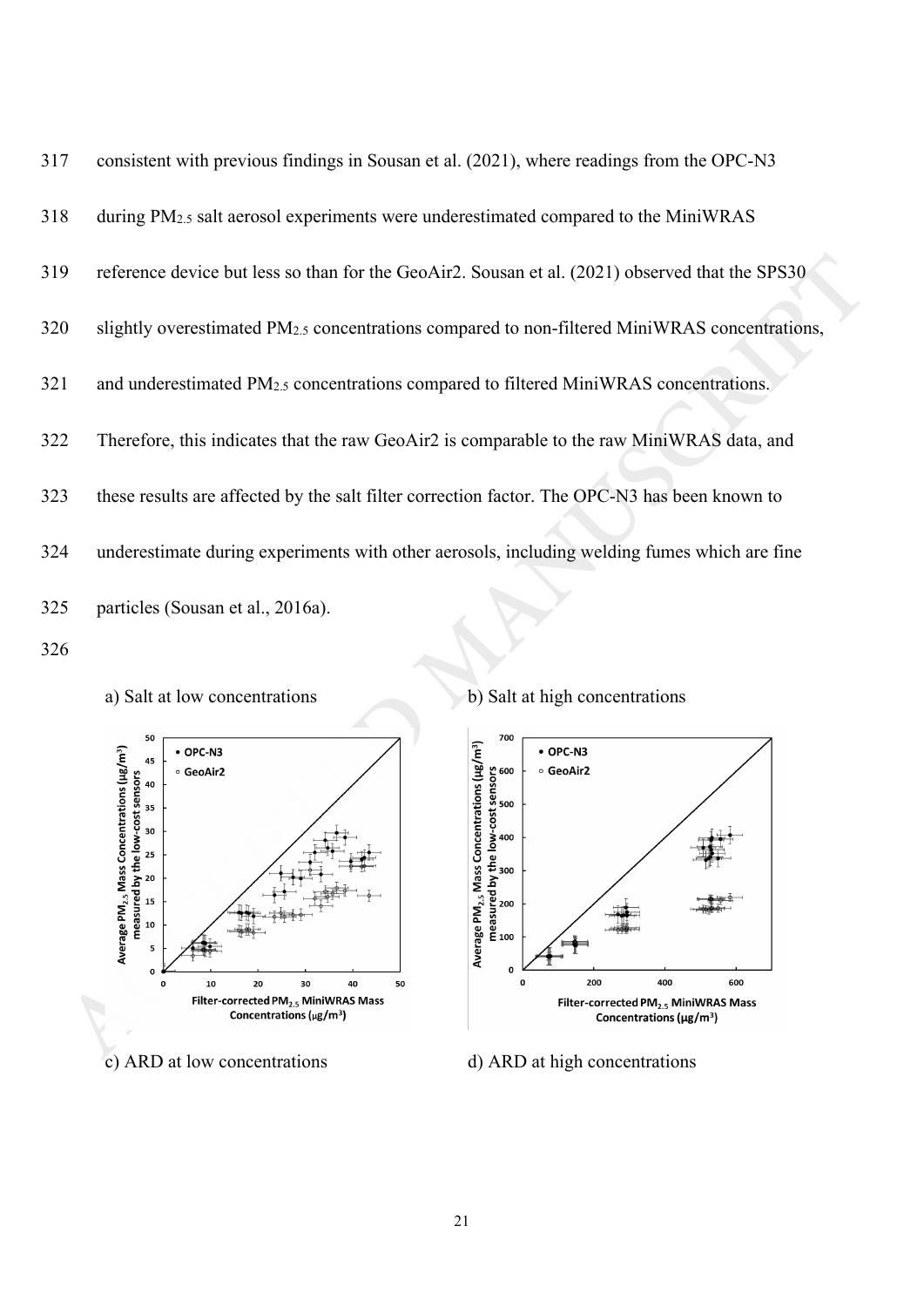consistent with previous findings in Sousan et al. (2021), where readings from the OPC-N3 during $PM_{2.5}$ salt aerosol experiments were underestimated compared to the MiniWRAS reference device but less so than for the GeoAir2. Sousan et al. (2021) observed that the SPS30 slightly overestimated $PM_{2.5}$ concentrations compared to non-filtered MiniWRAS concentrations, and underestimated $PM_{2.5}$ concentrations compared to filtered MiniWRAS concentrations. Therefore, this indicates that the raw GeoAir2 is comparable to the raw MiniWRAS data, and these results are affected by the salt filter correction factor. The OPC-N3 has been known to underestimate during experiments with other aerosols, including welding fumes which are fine particles (Sousan et al., 2016a).

a) Salt at low concentrations

b) Salt at high concentrations

c) ARD at low concentrations

d) ARD at high concentrations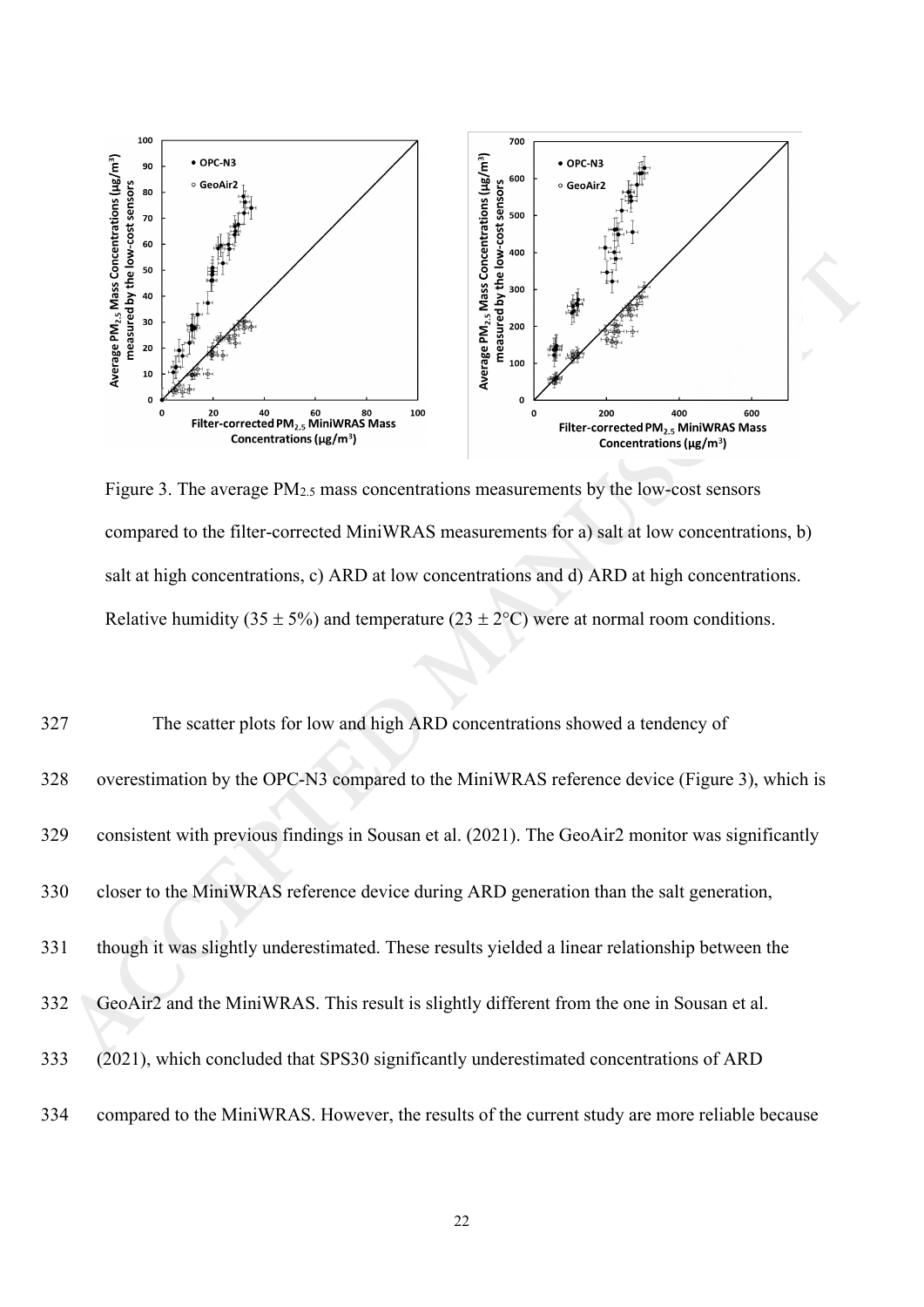Figure 3. The average $PM_{2.5}$ mass concentrations measurements by the low-cost sensors compared to the filter-corrected MiniWRAS measurements for a) salt at low concentrations, b) salt at high concentrations, c) ARD at low concentrations and d) ARD at high concentrations. Relative humidity (35 ± 5%) and temperature (23 ± 2°C) were at normal room conditions.

327 The scatter plots for low and high ARD concentrations showed a tendency of
328 overestimation by the OPC-N3 compared to the MiniWRAS reference device (Figure 3), which is
329 consistent with previous findings in Sousan et al. (2021). The GeoAir2 monitor was significantly
330 closer to the MiniWRAS reference device during ARD generation than the salt generation,
331 though it was slightly underestimated. These results yielded a linear relationship between the
332 GeoAir2 and the MiniWRAS. This result is slightly different from the one in Sousan et al.
333 (2021), which concluded that SPS30 significantly underestimated concentrations of ARD
334 compared to the MiniWRAS. However, the results of the current study are more reliable because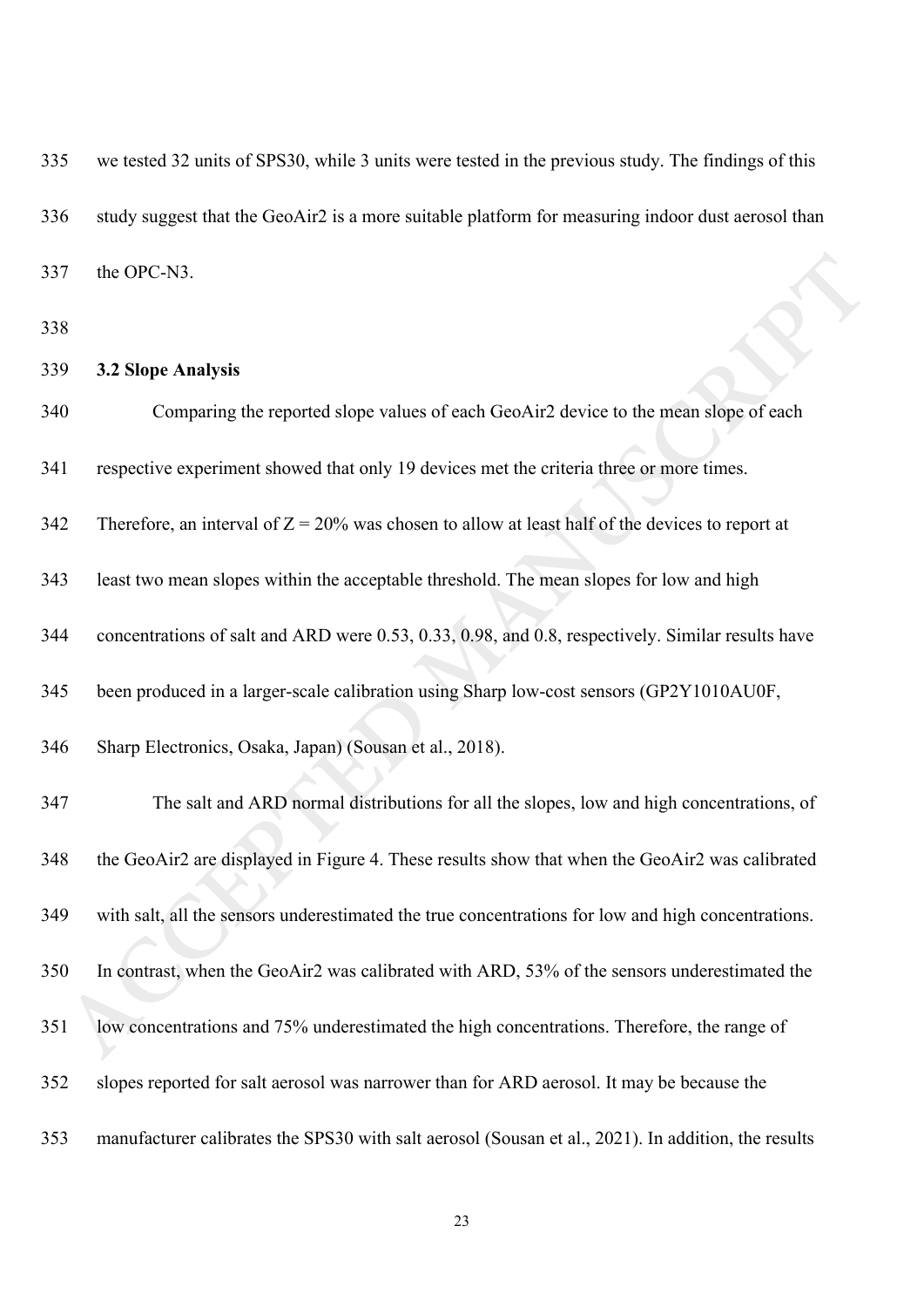we tested 32 units of SPS30, while 3 units were tested in the previous study. The findings of this study suggest that the GeoAir2 is a more suitable platform for measuring indoor dust aerosol than the OPC-N3.

### 3.2 Slope Analysis

Comparing the reported slope values of each GeoAir2 device to the mean slope of each respective experiment showed that only 19 devices met the criteria three or more times. Therefore, an interval of $Z = 20\%$ was chosen to allow at least half of the devices to report at least two mean slopes within the acceptable threshold. The mean slopes for low and high concentrations of salt and ARD were 0.53, 0.33, 0.98, and 0.8, respectively. Similar results have been produced in a larger-scale calibration using Sharp low-cost sensors (GP2Y1010AU0F, Sharp Electronics, Osaka, Japan) (Sousan et al., 2018).

The salt and ARD normal distributions for all the slopes, low and high concentrations, of the GeoAir2 are displayed in Figure 4. These results show that when the GeoAir2 was calibrated with salt, all the sensors underestimated the true concentrations for low and high concentrations. In contrast, when the GeoAir2 was calibrated with ARD, 53% of the sensors underestimated the low concentrations and 75% underestimated the high concentrations. Therefore, the range of slopes reported for salt aerosol was narrower than for ARD aerosol. It may be because the manufacturer calibrates the SPS30 with salt aerosol (Sousan et al., 2021). In addition, the results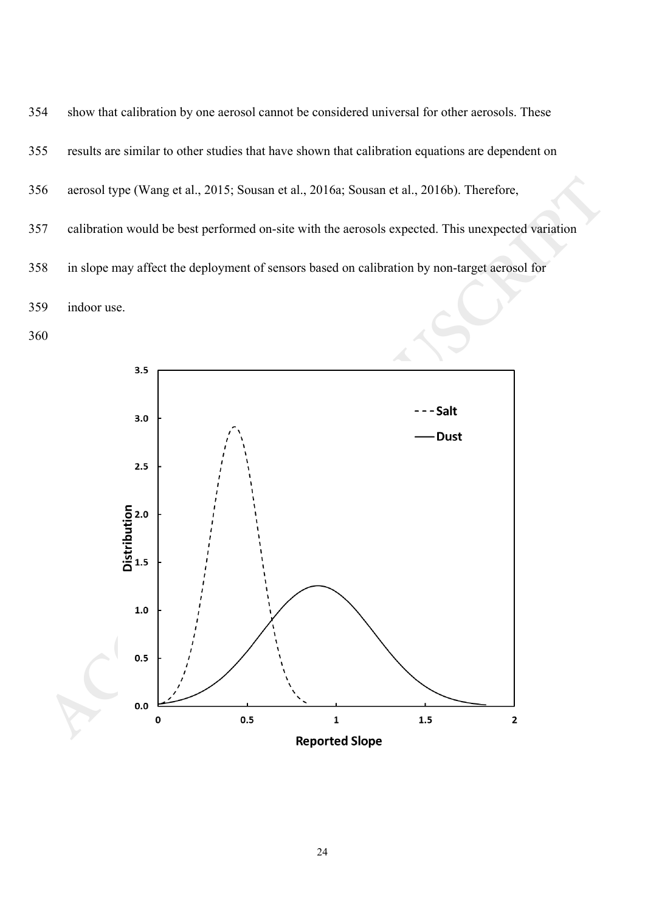show that calibration by one aerosol cannot be considered universal for other aerosols. These results are similar to other studies that have shown that calibration equations are dependent on aerosol type (Wang et al., 2015; Sousan et al., 2016a; Sousan et al., 2016b). Therefore, calibration would be best performed on-site with the aerosols expected. This unexpected variation in slope may affect the deployment of sensors based on calibration by non-target aerosol for indoor use.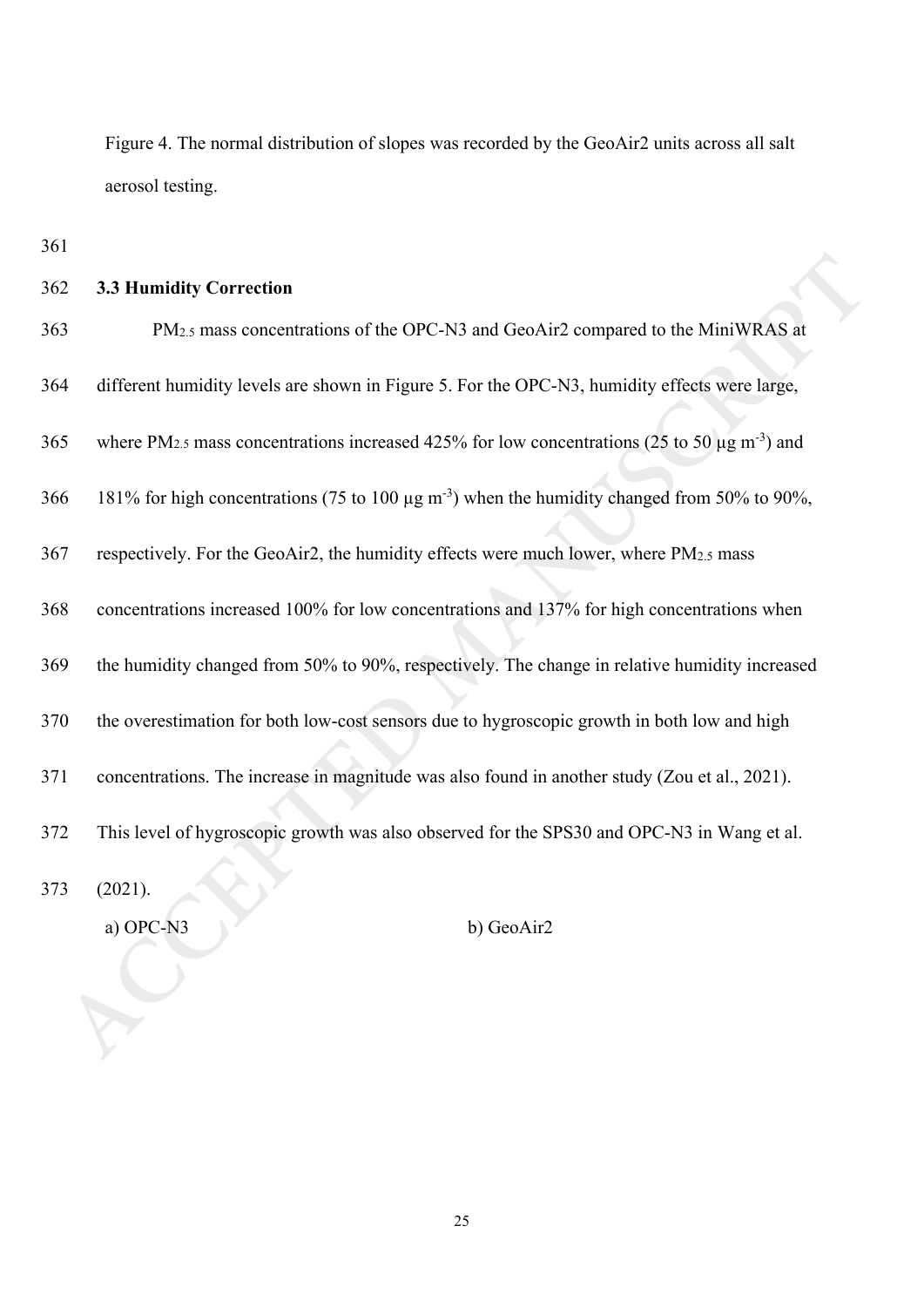Figure 4. The normal distribution of slopes was recorded by the GeoAir2 units across all salt aerosol testing.

### 3.3 Humidity Correction

$PM_{2.5}$ mass concentrations of the OPC-N3 and GeoAir2 compared to the MiniWRAS at different humidity levels are shown in Figure 5. For the OPC-N3, humidity effects were large, where $PM_{2.5}$ mass concentrations increased 425% for low concentrations (25 to 50 µg $m^{-3}$) and 181% for high concentrations (75 to 100 µg $m^{-3}$) when the humidity changed from 50% to 90%, respectively. For the GeoAir2, the humidity effects were much lower, where $PM_{2.5}$ mass concentrations increased 100% for low concentrations and 137% for high concentrations when the humidity changed from 50% to 90%, respectively. The change in relative humidity increased the overestimation for both low-cost sensors due to hygroscopic growth in both low and high concentrations. The increase in magnitude was also found in another study (Zou et al., 2021). This level of hygroscopic growth was also observed for the SPS30 and OPC-N3 in Wang et al. (2021).

a) OPC-N3 b) GeoAir2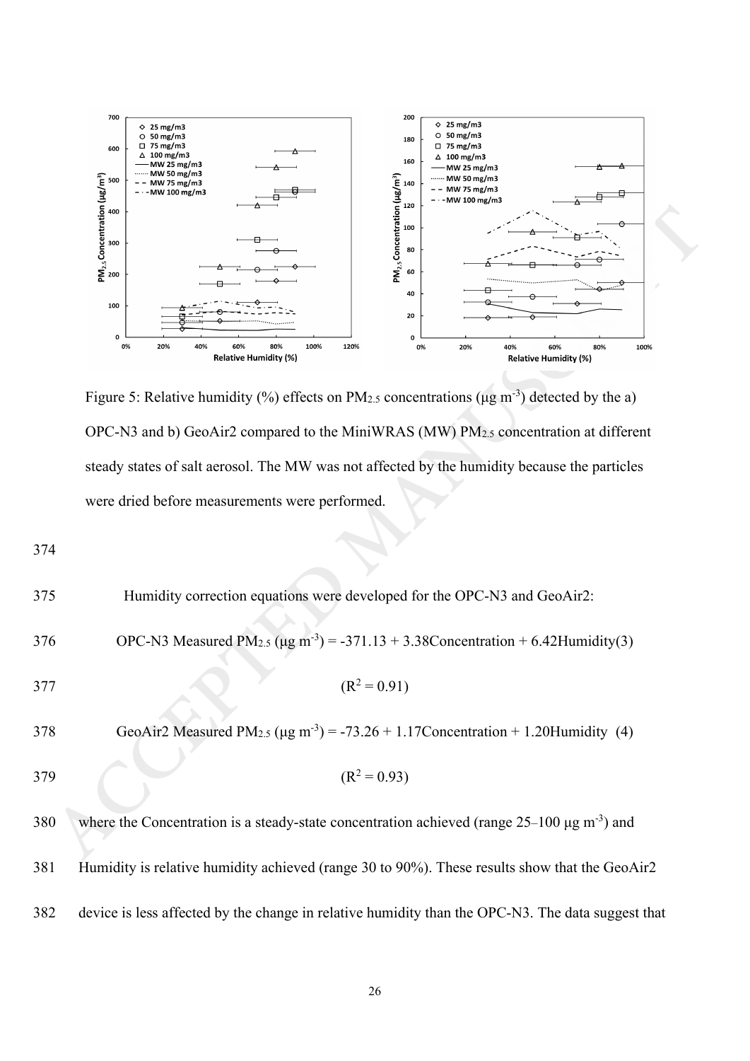Figure 5: Relative humidity (%) effects on $PM_{2.5}$ concentrations (μg $m^{-3}$) detected by the a) OPC-N3 and b) GeoAir2 compared to the MiniWRAS (MW) $PM_{2.5}$ concentration at different steady states of salt aerosol. The MW was not affected by the humidity because the particles were dried before measurements were performed.

Humidity correction equations were developed for the OPC-N3 and GeoAir2:

$$\text{OPC-N3 Measured } PM_{2.5}\ (\mu g\ m^{-3}) = -371.13 + 3.38\text{Concentration} + 6.42\text{Humidity} \quad (3)$$

$$(R^2 = 0.91)$$

$$\text{GeoAir2 Measured } PM_{2.5}\ (\mu g\ m^{-3}) = -73.26 + 1.17\text{Concentration} + 1.20\text{Humidity} \quad (4)$$

$$(R^2 = 0.93)$$

where the Concentration is a steady-state concentration achieved (range 25–100 μg $m^{-3}$) and Humidity is relative humidity achieved (range 30 to 90%). These results show that the GeoAir2 device is less affected by the change in relative humidity than the OPC-N3. The data suggest that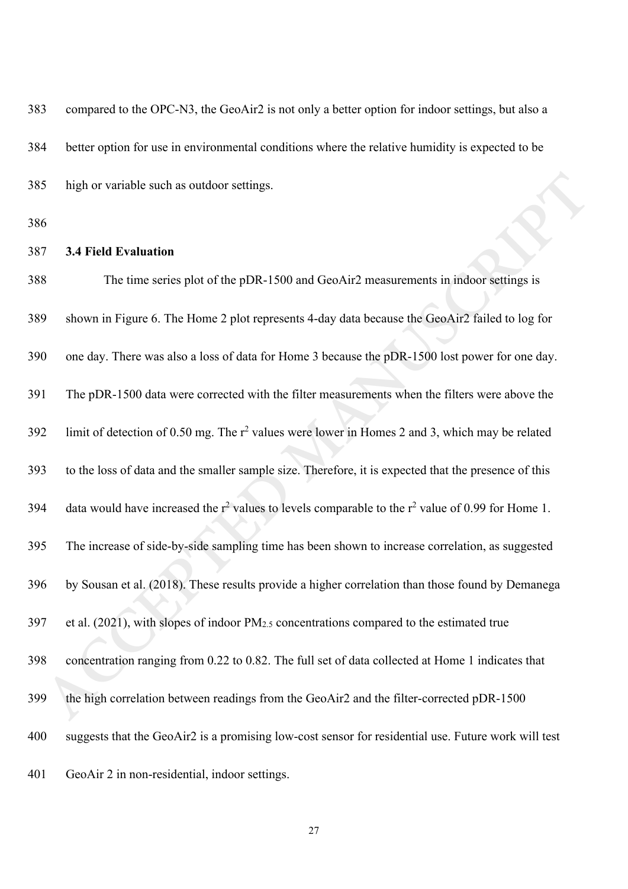compared to the OPC-N3, the GeoAir2 is not only a better option for indoor settings, but also a better option for use in environmental conditions where the relative humidity is expected to be high or variable such as outdoor settings.

### 3.4 Field Evaluation

The time series plot of the pDR-1500 and GeoAir2 measurements in indoor settings is shown in Figure 6. The Home 2 plot represents 4-day data because the GeoAir2 failed to log for one day. There was also a loss of data for Home 3 because the pDR-1500 lost power for one day. The pDR-1500 data were corrected with the filter measurements when the filters were above the limit of detection of 0.50 mg. The $r^2$ values were lower in Homes 2 and 3, which may be related to the loss of data and the smaller sample size. Therefore, it is expected that the presence of this data would have increased the $r^2$ values to levels comparable to the $r^2$ value of 0.99 for Home 1. The increase of side-by-side sampling time has been shown to increase correlation, as suggested by Sousan et al. (2018). These results provide a higher correlation than those found by Demanega et al. (2021), with slopes of indoor $PM_{2.5}$ concentrations compared to the estimated true concentration ranging from 0.22 to 0.82. The full set of data collected at Home 1 indicates that the high correlation between readings from the GeoAir2 and the filter-corrected pDR-1500 suggests that the GeoAir2 is a promising low-cost sensor for residential use. Future work will test GeoAir 2 in non-residential, indoor settings.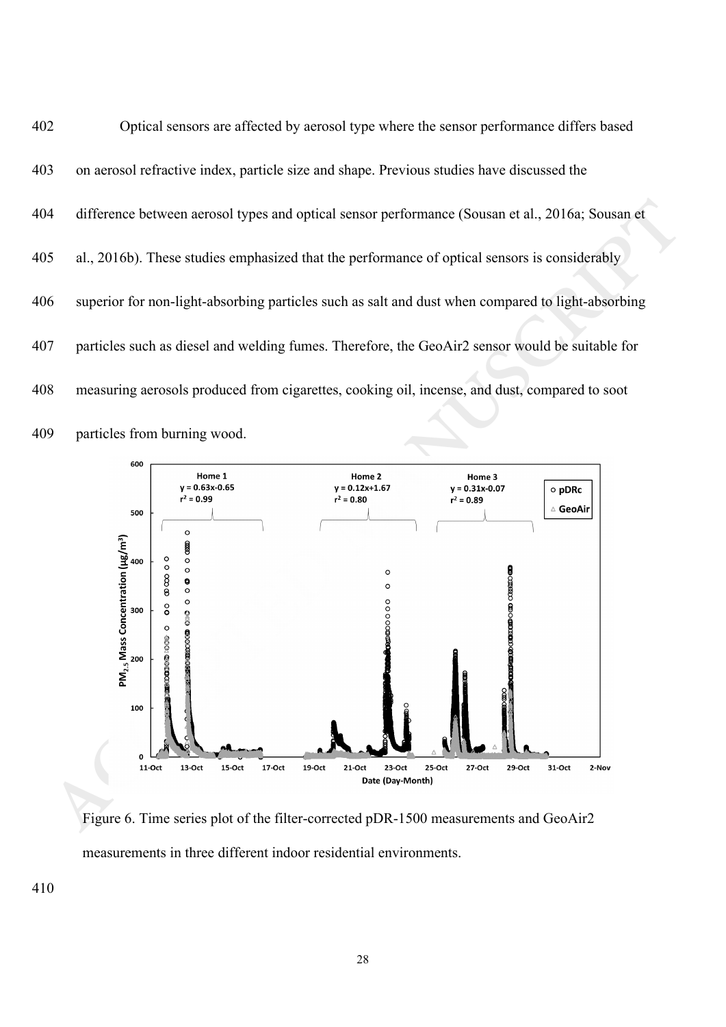Optical sensors are affected by aerosol type where the sensor performance differs based on aerosol refractive index, particle size and shape. Previous studies have discussed the difference between aerosol types and optical sensor performance (Sousan et al., 2016a; Sousan et al., 2016b). These studies emphasized that the performance of optical sensors is considerably superior for non-light-absorbing particles such as salt and dust when compared to light-absorbing particles such as diesel and welding fumes. Therefore, the GeoAir2 sensor would be suitable for measuring aerosols produced from cigarettes, cooking oil, incense, and dust, compared to soot particles from burning wood.

Figure 6. Time series plot of the filter-corrected pDR-1500 measurements and GeoAir2 measurements in three different indoor residential environments.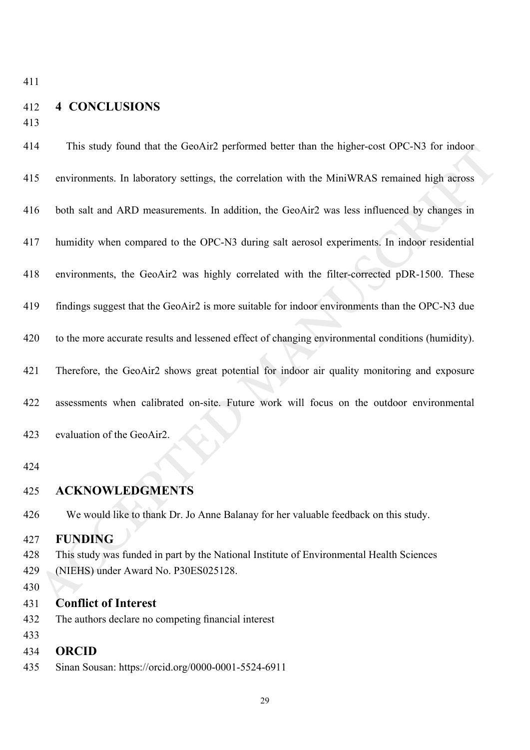## 4 CONCLUSIONS

This study found that the GeoAir2 performed better than the higher-cost OPC-N3 for indoor environments. In laboratory settings, the correlation with the MiniWRAS remained high across both salt and ARD measurements. In addition, the GeoAir2 was less influenced by changes in humidity when compared to the OPC-N3 during salt aerosol experiments. In indoor residential environments, the GeoAir2 was highly correlated with the filter-corrected pDR-1500. These findings suggest that the GeoAir2 is more suitable for indoor environments than the OPC-N3 due to the more accurate results and lessened effect of changing environmental conditions (humidity). Therefore, the GeoAir2 shows great potential for indoor air quality monitoring and exposure assessments when calibrated on-site. Future work will focus on the outdoor environmental evaluation of the GeoAir2.

## ACKNOWLEDGMENTS

We would like to thank Dr. Jo Anne Balanay for her valuable feedback on this study.

## FUNDING

This study was funded in part by the National Institute of Environmental Health Sciences (NIEHS) under Award No. P30ES025128.

## Conflict of Interest

The authors declare no competing financial interest

## ORCID

Sinan Sousan: https://orcid.org/0000-0001-5524-6911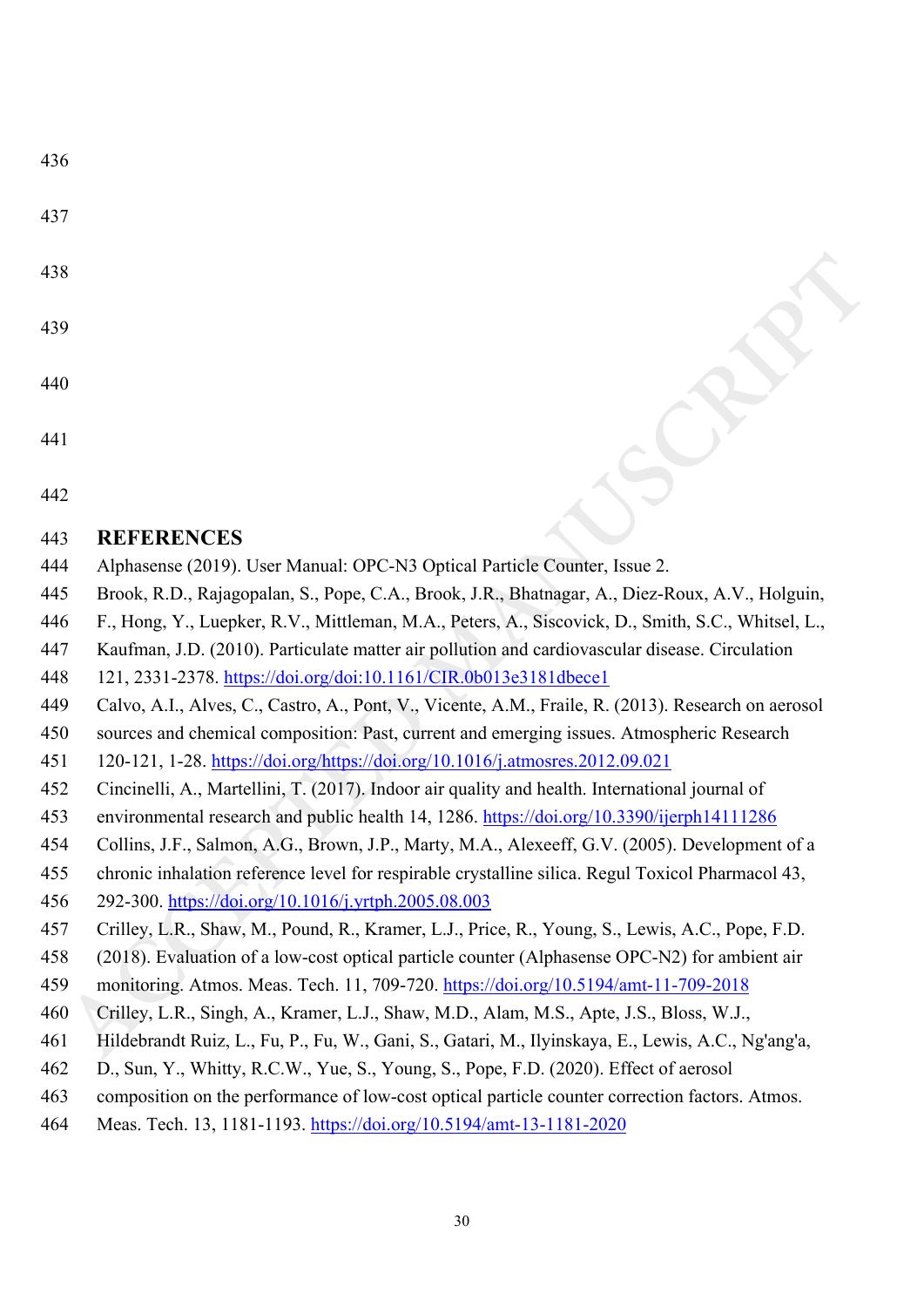## REFERENCES

Alphasense (2019). User Manual: OPC-N3 Optical Particle Counter, Issue 2.

Brook, R.D., Rajagopalan, S., Pope, C.A., Brook, J.R., Bhatnagar, A., Diez-Roux, A.V., Holguin, F., Hong, Y., Luepker, R.V., Mittleman, M.A., Peters, A., Siscovick, D., Smith, S.C., Whitsel, L., Kaufman, J.D. (2010). Particulate matter air pollution and cardiovascular disease. Circulation 121, 2331-2378. https://doi.org/doi:10.1161/CIR.0b013e3181dbece1

Calvo, A.I., Alves, C., Castro, A., Pont, V., Vicente, A.M., Fraile, R. (2013). Research on aerosol sources and chemical composition: Past, current and emerging issues. Atmospheric Research 120-121, 1-28. https://doi.org/https://doi.org/10.1016/j.atmosres.2012.09.021

Cincinelli, A., Martellini, T. (2017). Indoor air quality and health. International journal of environmental research and public health 14, 1286. https://doi.org/10.3390/ijerph14111286

Collins, J.F., Salmon, A.G., Brown, J.P., Marty, M.A., Alexeeff, G.V. (2005). Development of a chronic inhalation reference level for respirable crystalline silica. Regul Toxicol Pharmacol 43, 292-300. https://doi.org/10.1016/j.yrtph.2005.08.003

Crilley, L.R., Shaw, M., Pound, R., Kramer, L.J., Price, R., Young, S., Lewis, A.C., Pope, F.D. (2018). Evaluation of a low-cost optical particle counter (Alphasense OPC-N2) for ambient air monitoring. Atmos. Meas. Tech. 11, 709-720. https://doi.org/10.5194/amt-11-709-2018

Crilley, L.R., Singh, A., Kramer, L.J., Shaw, M.D., Alam, M.S., Apte, J.S., Bloss, W.J., Hildebrandt Ruiz, L., Fu, P., Fu, W., Gani, S., Gatari, M., Ilyinskaya, E., Lewis, A.C., Ng'ang'a, D., Sun, Y., Whitty, R.C.W., Yue, S., Young, S., Pope, F.D. (2020). Effect of aerosol composition on the performance of low-cost optical particle counter correction factors. Atmos. Meas. Tech. 13, 1181-1193. https://doi.org/10.5194/amt-13-1181-2020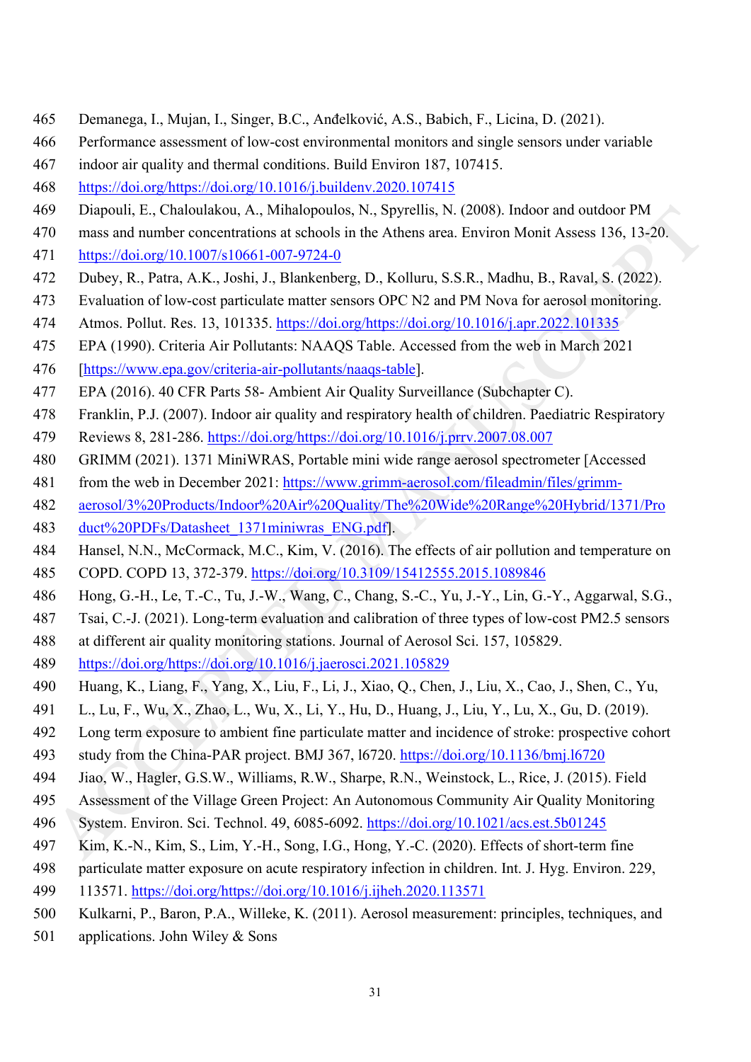Demanega, I., Mujan, I., Singer, B.C., Anđelković, A.S., Babich, F., Licina, D. (2021). Performance assessment of low-cost environmental monitors and single sensors under variable indoor air quality and thermal conditions. Build Environ 187, 107415. https://doi.org/https://doi.org/10.1016/j.buildenv.2020.107415

Diapouli, E., Chaloulakou, A., Mihalopoulos, N., Spyrellis, N. (2008). Indoor and outdoor PM mass and number concentrations at schools in the Athens area. Environ Monit Assess 136, 13-20. https://doi.org/10.1007/s10661-007-9724-0

Dubey, R., Patra, A.K., Joshi, J., Blankenberg, D., Kolluru, S.S.R., Madhu, B., Raval, S. (2022). Evaluation of low-cost particulate matter sensors OPC N2 and PM Nova for aerosol monitoring. Atmos. Pollut. Res. 13, 101335. https://doi.org/https://doi.org/10.1016/j.apr.2022.101335

EPA (1990). Criteria Air Pollutants: NAAQS Table. Accessed from the web in March 2021 [https://www.epa.gov/criteria-air-pollutants/naaqs-table].

EPA (2016). 40 CFR Parts 58- Ambient Air Quality Surveillance (Subchapter C).

Franklin, P.J. (2007). Indoor air quality and respiratory health of children. Paediatric Respiratory Reviews 8, 281-286. https://doi.org/https://doi.org/10.1016/j.prrv.2007.08.007

GRIMM (2021). 1371 MiniWRAS, Portable mini wide range aerosol spectrometer [Accessed from the web in December 2021: https://www.grimm-aerosol.com/fileadmin/files/grimm-aerosol/3%20Products/Indoor%20Air%20Quality/The%20Wide%20Range%20Hybrid/1371/Product%20PDFs/Datasheet_1371miniwras_ENG.pdf].

Hansel, N.N., McCormack, M.C., Kim, V. (2016). The effects of air pollution and temperature on COPD. COPD 13, 372-379. https://doi.org/10.3109/15412555.2015.1089846

Hong, G.-H., Le, T.-C., Tu, J.-W., Wang, C., Chang, S.-C., Yu, J.-Y., Lin, G.-Y., Aggarwal, S.G., Tsai, C.-J. (2021). Long-term evaluation and calibration of three types of low-cost PM2.5 sensors at different air quality monitoring stations. Journal of Aerosol Sci. 157, 105829. https://doi.org/https://doi.org/10.1016/j.jaerosci.2021.105829

Huang, K., Liang, F., Yang, X., Liu, F., Li, J., Xiao, Q., Chen, J., Liu, X., Cao, J., Shen, C., Yu, L., Lu, F., Wu, X., Zhao, L., Wu, X., Li, Y., Hu, D., Huang, J., Liu, Y., Lu, X., Gu, D. (2019). Long term exposure to ambient fine particulate matter and incidence of stroke: prospective cohort study from the China-PAR project. BMJ 367, l6720. https://doi.org/10.1136/bmj.l6720

Jiao, W., Hagler, G.S.W., Williams, R.W., Sharpe, R.N., Weinstock, L., Rice, J. (2015). Field Assessment of the Village Green Project: An Autonomous Community Air Quality Monitoring System. Environ. Sci. Technol. 49, 6085-6092. https://doi.org/10.1021/acs.est.5b01245

Kim, K.-N., Kim, S., Lim, Y.-H., Song, I.G., Hong, Y.-C. (2020). Effects of short-term fine particulate matter exposure on acute respiratory infection in children. Int. J. Hyg. Environ. 229, 113571. https://doi.org/https://doi.org/10.1016/j.ijheh.2020.113571

Kulkarni, P., Baron, P.A., Willeke, K. (2011). Aerosol measurement: principles, techniques, and applications. John Wiley & Sons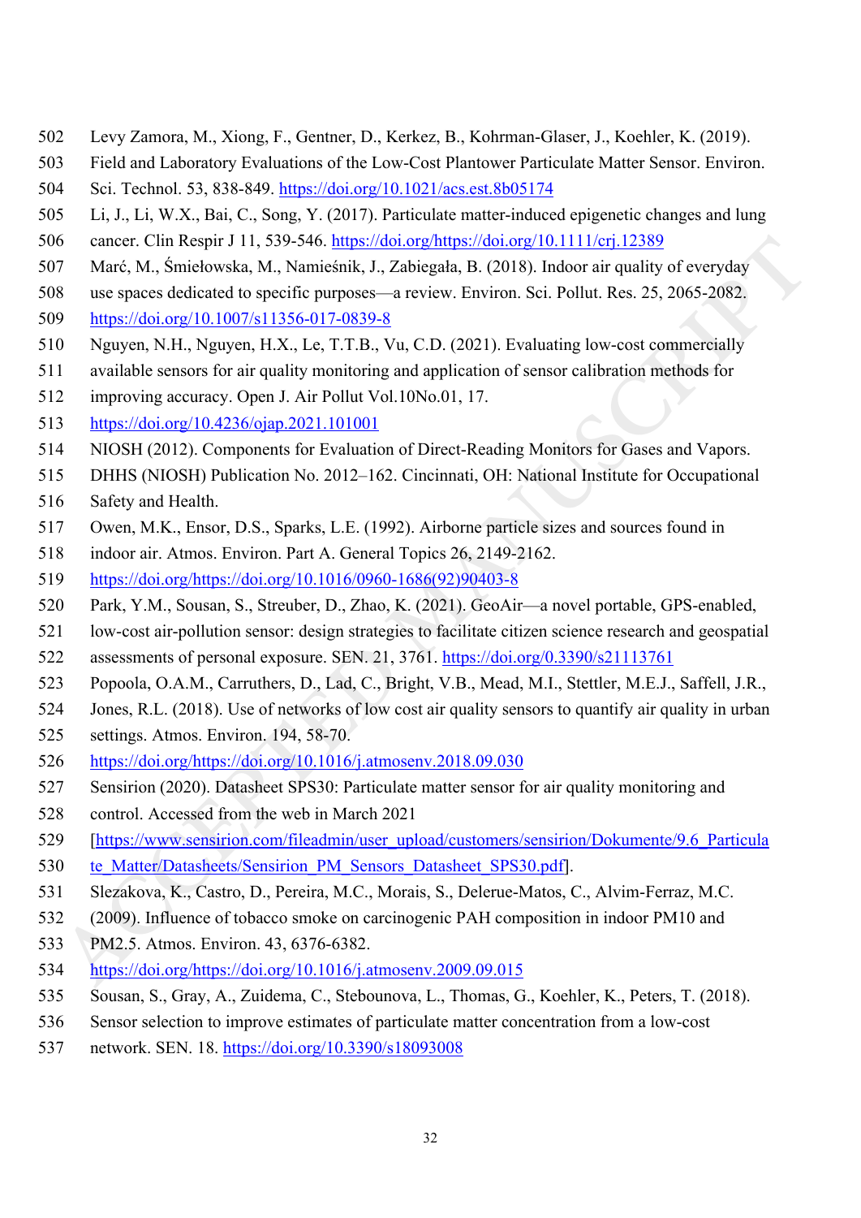Levy Zamora, M., Xiong, F., Gentner, D., Kerkez, B., Kohrman-Glaser, J., Koehler, K. (2019). Field and Laboratory Evaluations of the Low-Cost Plantower Particulate Matter Sensor. Environ. Sci. Technol. 53, 838-849. https://doi.org/10.1021/acs.est.8b05174

Li, J., Li, W.X., Bai, C., Song, Y. (2017). Particulate matter-induced epigenetic changes and lung cancer. Clin Respir J 11, 539-546. https://doi.org/https://doi.org/10.1111/crj.12389

Marć, M., Śmiełowska, M., Namieśnik, J., Zabiegała, B. (2018). Indoor air quality of everyday use spaces dedicated to specific purposes—a review. Environ. Sci. Pollut. Res. 25, 2065-2082. https://doi.org/10.1007/s11356-017-0839-8

Nguyen, N.H., Nguyen, H.X., Le, T.T.B., Vu, C.D. (2021). Evaluating low-cost commercially available sensors for air quality monitoring and application of sensor calibration methods for improving accuracy. Open J. Air Pollut Vol.10No.01, 17. https://doi.org/10.4236/ojap.2021.101001

NIOSH (2012). Components for Evaluation of Direct-Reading Monitors for Gases and Vapors. DHHS (NIOSH) Publication No. 2012–162. Cincinnati, OH: National Institute for Occupational Safety and Health.

Owen, M.K., Ensor, D.S., Sparks, L.E. (1992). Airborne particle sizes and sources found in indoor air. Atmos. Environ. Part A. General Topics 26, 2149-2162. https://doi.org/https://doi.org/10.1016/0960-1686(92)90403-8

Park, Y.M., Sousan, S., Streuber, D., Zhao, K. (2021). GeoAir—a novel portable, GPS-enabled, low-cost air-pollution sensor: design strategies to facilitate citizen science research and geospatial assessments of personal exposure. SEN. 21, 3761. https://doi.org/0.3390/s21113761

Popoola, O.A.M., Carruthers, D., Lad, C., Bright, V.B., Mead, M.I., Stettler, M.E.J., Saffell, J.R., Jones, R.L. (2018). Use of networks of low cost air quality sensors to quantify air quality in urban settings. Atmos. Environ. 194, 58-70. https://doi.org/https://doi.org/10.1016/j.atmosenv.2018.09.030

Sensirion (2020). Datasheet SPS30: Particulate matter sensor for air quality monitoring and control. Accessed from the web in March 2021 [https://www.sensirion.com/fileadmin/user_upload/customers/sensirion/Dokumente/9.6_Particulate_Matter/Datasheets/Sensirion_PM_Sensors_Datasheet_SPS30.pdf].

Slezakova, K., Castro, D., Pereira, M.C., Morais, S., Delerue-Matos, C., Alvim-Ferraz, M.C. (2009). Influence of tobacco smoke on carcinogenic PAH composition in indoor PM10 and PM2.5. Atmos. Environ. 43, 6376-6382. https://doi.org/https://doi.org/10.1016/j.atmosenv.2009.09.015

Sousan, S., Gray, A., Zuidema, C., Stebounova, L., Thomas, G., Koehler, K., Peters, T. (2018). Sensor selection to improve estimates of particulate matter concentration from a low-cost network. SEN. 18. https://doi.org/10.3390/s18093008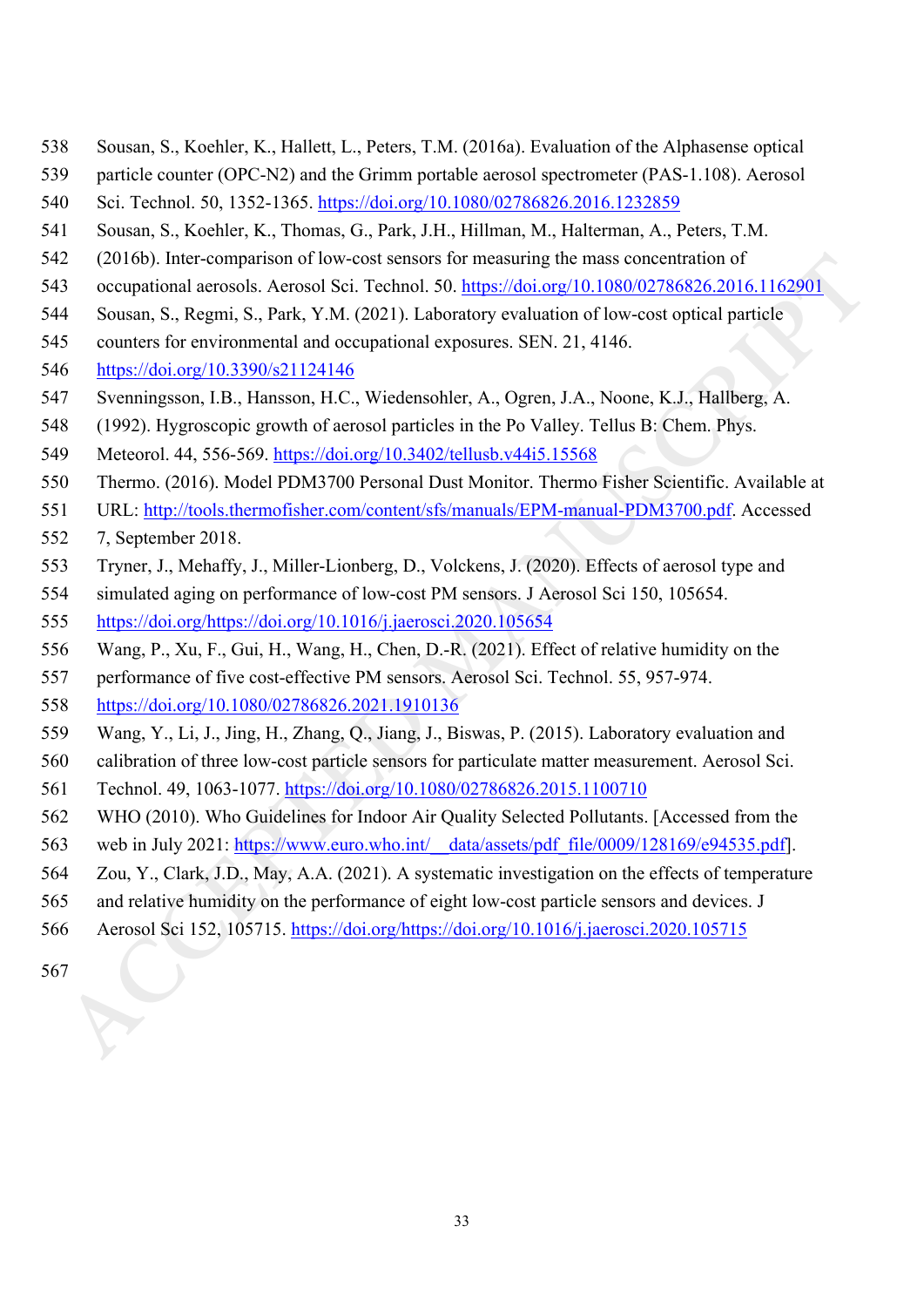Sousan, S., Koehler, K., Hallett, L., Peters, T.M. (2016a). Evaluation of the Alphasense optical particle counter (OPC-N2) and the Grimm portable aerosol spectrometer (PAS-1.108). Aerosol Sci. Technol. 50, 1352-1365. https://doi.org/10.1080/02786826.2016.1232859

Sousan, S., Koehler, K., Thomas, G., Park, J.H., Hillman, M., Halterman, A., Peters, T.M. (2016b). Inter-comparison of low-cost sensors for measuring the mass concentration of occupational aerosols. Aerosol Sci. Technol. 50. https://doi.org/10.1080/02786826.2016.1162901

Sousan, S., Regmi, S., Park, Y.M. (2021). Laboratory evaluation of low-cost optical particle counters for environmental and occupational exposures. SEN. 21, 4146. https://doi.org/10.3390/s21124146

Svenningsson, I.B., Hansson, H.C., Wiedensohler, A., Ogren, J.A., Noone, K.J., Hallberg, A. (1992). Hygroscopic growth of aerosol particles in the Po Valley. Tellus B: Chem. Phys. Meteorol. 44, 556-569. https://doi.org/10.3402/tellusb.v44i5.15568

Thermo. (2016). Model PDM3700 Personal Dust Monitor. Thermo Fisher Scientific. Available at URL: http://tools.thermofisher.com/content/sfs/manuals/EPM-manual-PDM3700.pdf. Accessed 7, September 2018.

Tryner, J., Mehaffy, J., Miller-Lionberg, D., Volckens, J. (2020). Effects of aerosol type and simulated aging on performance of low-cost PM sensors. J Aerosol Sci 150, 105654. https://doi.org/https://doi.org/10.1016/j.jaerosci.2020.105654

Wang, P., Xu, F., Gui, H., Wang, H., Chen, D.-R. (2021). Effect of relative humidity on the performance of five cost-effective PM sensors. Aerosol Sci. Technol. 55, 957-974. https://doi.org/10.1080/02786826.2021.1910136

Wang, Y., Li, J., Jing, H., Zhang, Q., Jiang, J., Biswas, P. (2015). Laboratory evaluation and calibration of three low-cost particle sensors for particulate matter measurement. Aerosol Sci. Technol. 49, 1063-1077. https://doi.org/10.1080/02786826.2015.1100710

WHO (2010). Who Guidelines for Indoor Air Quality Selected Pollutants. [Accessed from the web in July 2021: https://www.euro.who.int/__data/assets/pdf_file/0009/128169/e94535.pdf].

Zou, Y., Clark, J.D., May, A.A. (2021). A systematic investigation on the effects of temperature and relative humidity on the performance of eight low-cost particle sensors and devices. J Aerosol Sci 152, 105715. https://doi.org/https://doi.org/10.1016/j.jaerosci.2020.105715